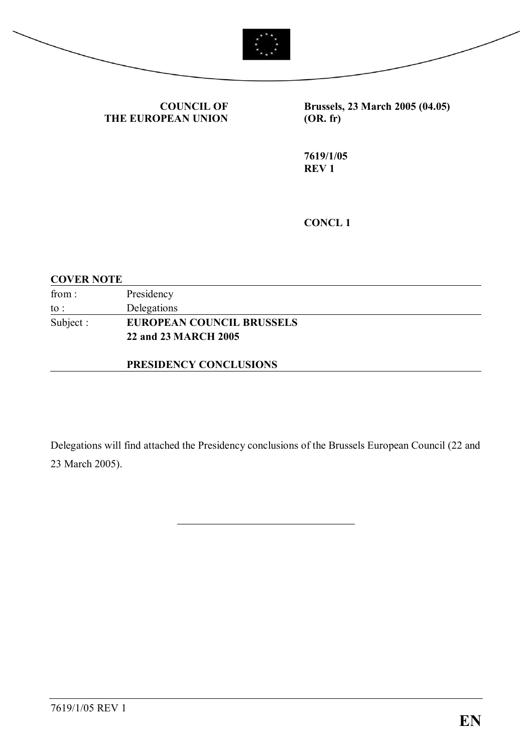**COUNCIL OF THE EUROPEAN UNION**

**Brussels, 23 March 2005 (04.05)**
**(OR. fr)**

**7619/1/05**
**REV 1**

**CONCL 1**

**COVER NOTE**

| | |
|---|---|
| from : | Presidency |
| to : | Delegations |
| Subject : | **EUROPEAN COUNCIL BRUSSELS 22 and 23 MARCH 2005** <br><br> **PRESIDENCY CONCLUSIONS** |

Delegations will find attached the Presidency conclusions of the Brussels European Council (22 and 23 March 2005).

---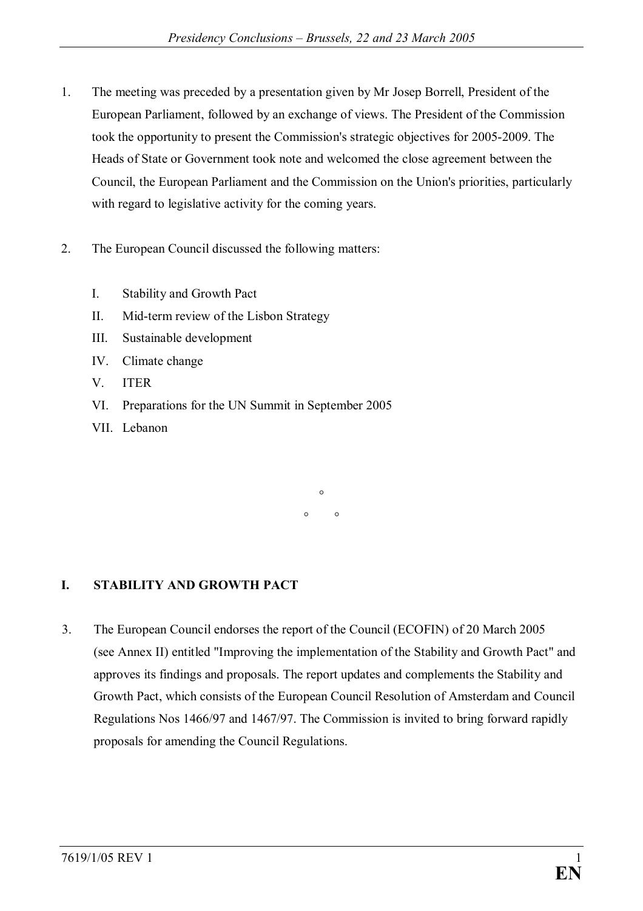1. The meeting was preceded by a presentation given by Mr Josep Borrell, President of the European Parliament, followed by an exchange of views. The President of the Commission took the opportunity to present the Commission's strategic objectives for 2005-2009. The Heads of State or Government took note and welcomed the close agreement between the Council, the European Parliament and the Commission on the Union's priorities, particularly with regard to legislative activity for the coming years.

2. The European Council discussed the following matters:

   I. Stability and Growth Pact
   II. Mid-term review of the Lisbon Strategy
   III. Sustainable development
   IV. Climate change
   V. ITER
   VI. Preparations for the UN Summit in September 2005
   VII. Lebanon

°

° °

## I. STABILITY AND GROWTH PACT

3. The European Council endorses the report of the Council (ECOFIN) of 20 March 2005 (see Annex II) entitled "Improving the implementation of the Stability and Growth Pact" and approves its findings and proposals. The report updates and complements the Stability and Growth Pact, which consists of the European Council Resolution of Amsterdam and Council Regulations Nos 1466/97 and 1467/97. The Commission is invited to bring forward rapidly proposals for amending the Council Regulations.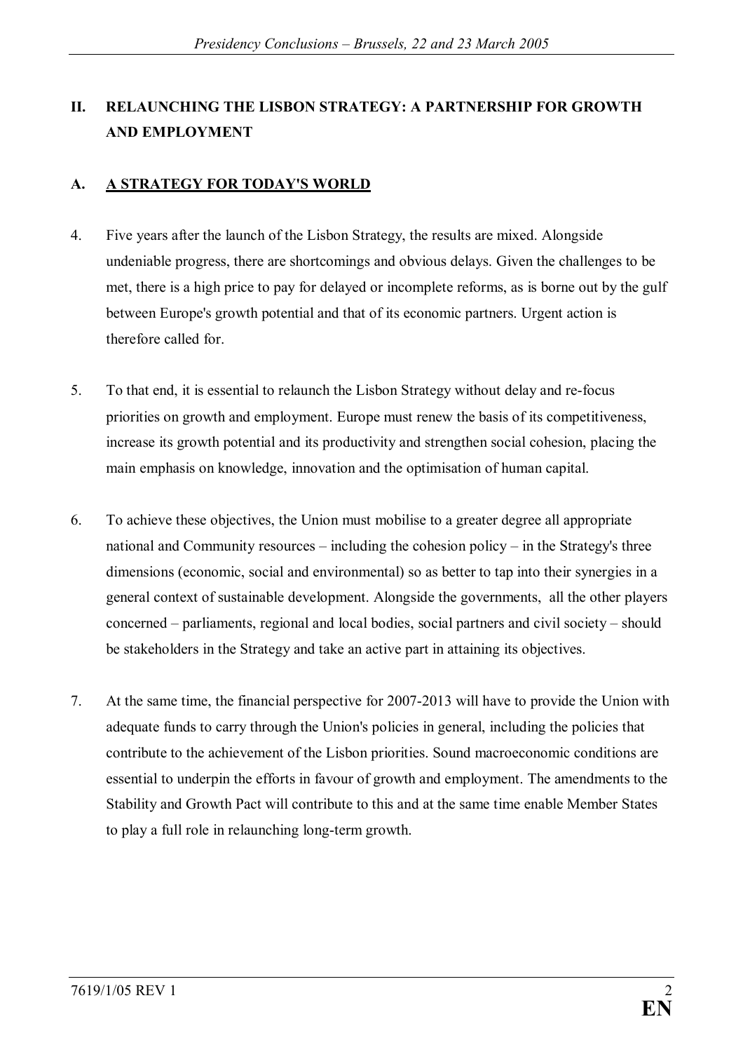## II. RELAUNCHING THE LISBON STRATEGY: A PARTNERSHIP FOR GROWTH AND EMPLOYMENT

### A. A STRATEGY FOR TODAY'S WORLD

4. Five years after the launch of the Lisbon Strategy, the results are mixed. Alongside undeniable progress, there are shortcomings and obvious delays. Given the challenges to be met, there is a high price to pay for delayed or incomplete reforms, as is borne out by the gulf between Europe's growth potential and that of its economic partners. Urgent action is therefore called for.

5. To that end, it is essential to relaunch the Lisbon Strategy without delay and re-focus priorities on growth and employment. Europe must renew the basis of its competitiveness, increase its growth potential and its productivity and strengthen social cohesion, placing the main emphasis on knowledge, innovation and the optimisation of human capital.

6. To achieve these objectives, the Union must mobilise to a greater degree all appropriate national and Community resources – including the cohesion policy – in the Strategy's three dimensions (economic, social and environmental) so as better to tap into their synergies in a general context of sustainable development. Alongside the governments, all the other players concerned – parliaments, regional and local bodies, social partners and civil society – should be stakeholders in the Strategy and take an active part in attaining its objectives.

7. At the same time, the financial perspective for 2007-2013 will have to provide the Union with adequate funds to carry through the Union's policies in general, including the policies that contribute to the achievement of the Lisbon priorities. Sound macroeconomic conditions are essential to underpin the efforts in favour of growth and employment. The amendments to the Stability and Growth Pact will contribute to this and at the same time enable Member States to play a full role in relaunching long-term growth.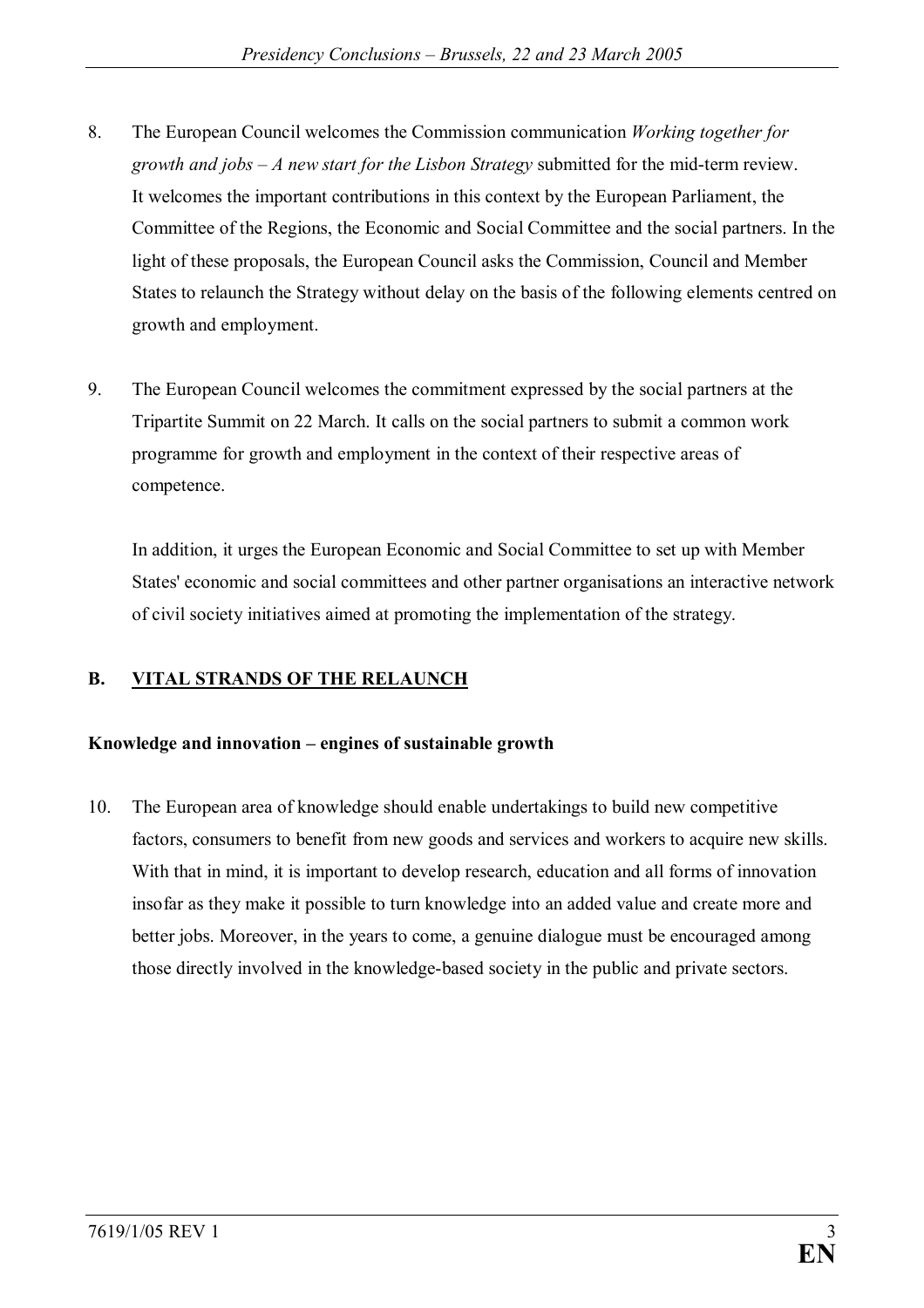8. The European Council welcomes the Commission communication *Working together for growth and jobs – A new start for the Lisbon Strategy* submitted for the mid-term review. It welcomes the important contributions in this context by the European Parliament, the Committee of the Regions, the Economic and Social Committee and the social partners. In the light of these proposals, the European Council asks the Commission, Council and Member States to relaunch the Strategy without delay on the basis of the following elements centred on growth and employment.

9. The European Council welcomes the commitment expressed by the social partners at the Tripartite Summit on 22 March. It calls on the social partners to submit a common work programme for growth and employment in the context of their respective areas of competence.

   In addition, it urges the European Economic and Social Committee to set up with Member States' economic and social committees and other partner organisations an interactive network of civil society initiatives aimed at promoting the implementation of the strategy.

## B. VITAL STRANDS OF THE RELAUNCH

### Knowledge and innovation – engines of sustainable growth

10. The European area of knowledge should enable undertakings to build new competitive factors, consumers to benefit from new goods and services and workers to acquire new skills. With that in mind, it is important to develop research, education and all forms of innovation insofar as they make it possible to turn knowledge into an added value and create more and better jobs. Moreover, in the years to come, a genuine dialogue must be encouraged among those directly involved in the knowledge-based society in the public and private sectors.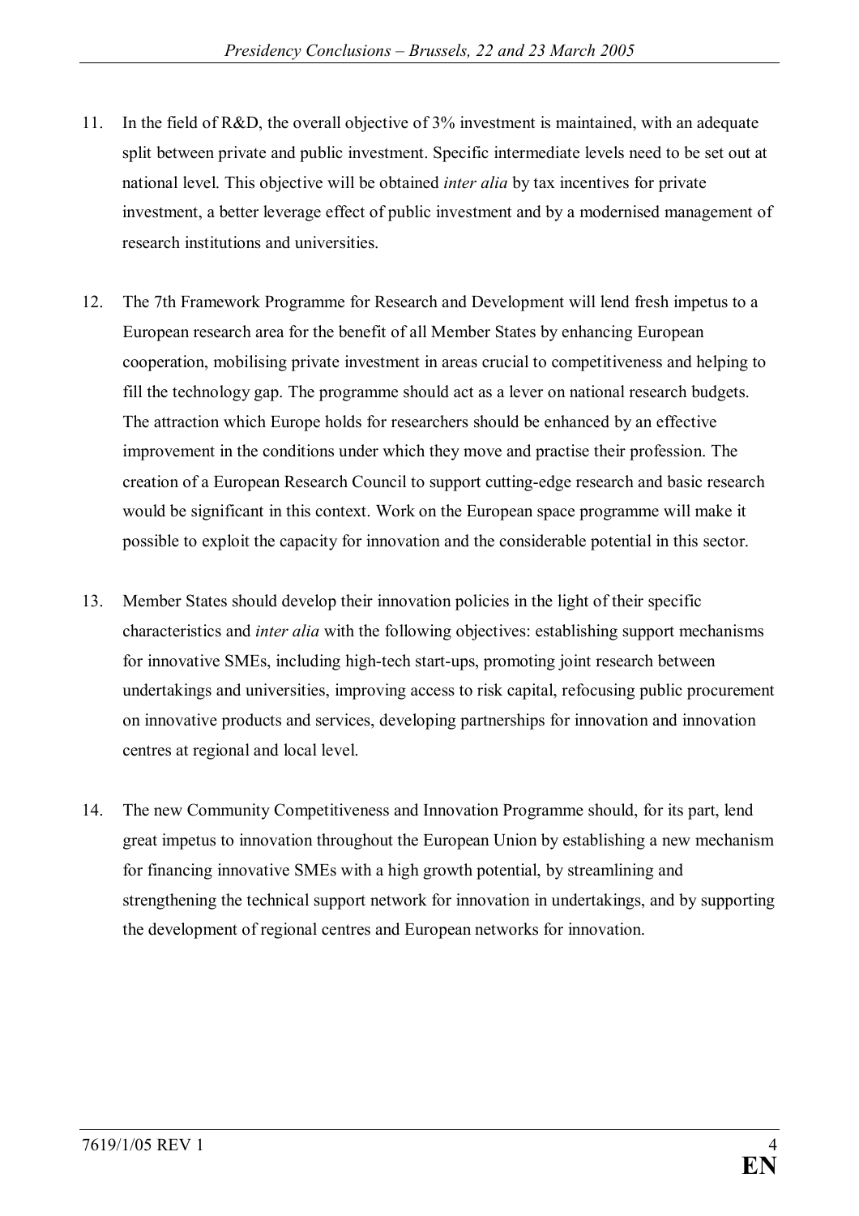11. In the field of R&D, the overall objective of 3% investment is maintained, with an adequate split between private and public investment. Specific intermediate levels need to be set out at national level. This objective will be obtained *inter alia* by tax incentives for private investment, a better leverage effect of public investment and by a modernised management of research institutions and universities.

12. The 7th Framework Programme for Research and Development will lend fresh impetus to a European research area for the benefit of all Member States by enhancing European cooperation, mobilising private investment in areas crucial to competitiveness and helping to fill the technology gap. The programme should act as a lever on national research budgets. The attraction which Europe holds for researchers should be enhanced by an effective improvement in the conditions under which they move and practise their profession. The creation of a European Research Council to support cutting-edge research and basic research would be significant in this context. Work on the European space programme will make it possible to exploit the capacity for innovation and the considerable potential in this sector.

13. Member States should develop their innovation policies in the light of their specific characteristics and *inter alia* with the following objectives: establishing support mechanisms for innovative SMEs, including high-tech start-ups, promoting joint research between undertakings and universities, improving access to risk capital, refocusing public procurement on innovative products and services, developing partnerships for innovation and innovation centres at regional and local level.

14. The new Community Competitiveness and Innovation Programme should, for its part, lend great impetus to innovation throughout the European Union by establishing a new mechanism for financing innovative SMEs with a high growth potential, by streamlining and strengthening the technical support network for innovation in undertakings, and by supporting the development of regional centres and European networks for innovation.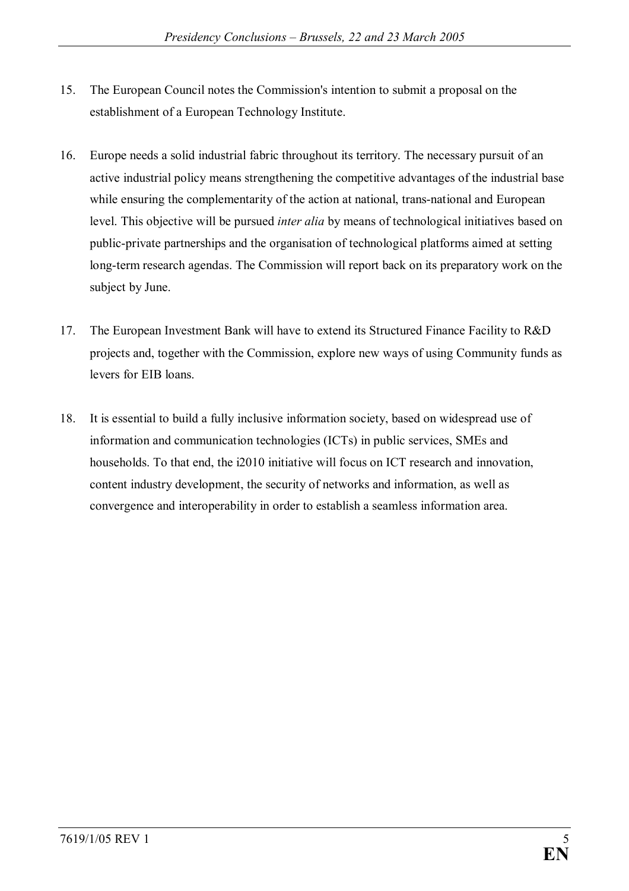15. The European Council notes the Commission's intention to submit a proposal on the establishment of a European Technology Institute.

16. Europe needs a solid industrial fabric throughout its territory. The necessary pursuit of an active industrial policy means strengthening the competitive advantages of the industrial base while ensuring the complementarity of the action at national, trans-national and European level. This objective will be pursued *inter alia* by means of technological initiatives based on public-private partnerships and the organisation of technological platforms aimed at setting long-term research agendas. The Commission will report back on its preparatory work on the subject by June.

17. The European Investment Bank will have to extend its Structured Finance Facility to R&D projects and, together with the Commission, explore new ways of using Community funds as levers for EIB loans.

18. It is essential to build a fully inclusive information society, based on widespread use of information and communication technologies (ICTs) in public services, SMEs and households. To that end, the i2010 initiative will focus on ICT research and innovation, content industry development, the security of networks and information, as well as convergence and interoperability in order to establish a seamless information area.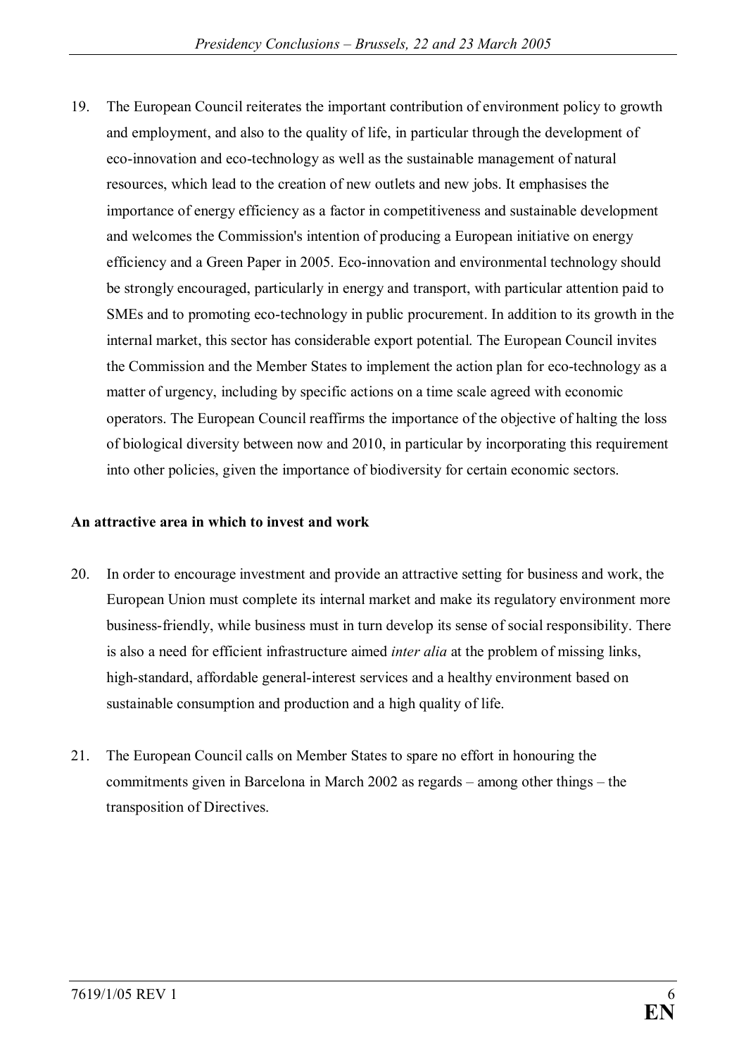19. The European Council reiterates the important contribution of environment policy to growth and employment, and also to the quality of life, in particular through the development of eco-innovation and eco-technology as well as the sustainable management of natural resources, which lead to the creation of new outlets and new jobs. It emphasises the importance of energy efficiency as a factor in competitiveness and sustainable development and welcomes the Commission's intention of producing a European initiative on energy efficiency and a Green Paper in 2005. Eco-innovation and environmental technology should be strongly encouraged, particularly in energy and transport, with particular attention paid to SMEs and to promoting eco-technology in public procurement. In addition to its growth in the internal market, this sector has considerable export potential. The European Council invites the Commission and the Member States to implement the action plan for eco-technology as a matter of urgency, including by specific actions on a time scale agreed with economic operators. The European Council reaffirms the importance of the objective of halting the loss of biological diversity between now and 2010, in particular by incorporating this requirement into other policies, given the importance of biodiversity for certain economic sectors.

**An attractive area in which to invest and work**

20. In order to encourage investment and provide an attractive setting for business and work, the European Union must complete its internal market and make its regulatory environment more business-friendly, while business must in turn develop its sense of social responsibility. There is also a need for efficient infrastructure aimed *inter alia* at the problem of missing links, high-standard, affordable general-interest services and a healthy environment based on sustainable consumption and production and a high quality of life.

21. The European Council calls on Member States to spare no effort in honouring the commitments given in Barcelona in March 2002 as regards – among other things – the transposition of Directives.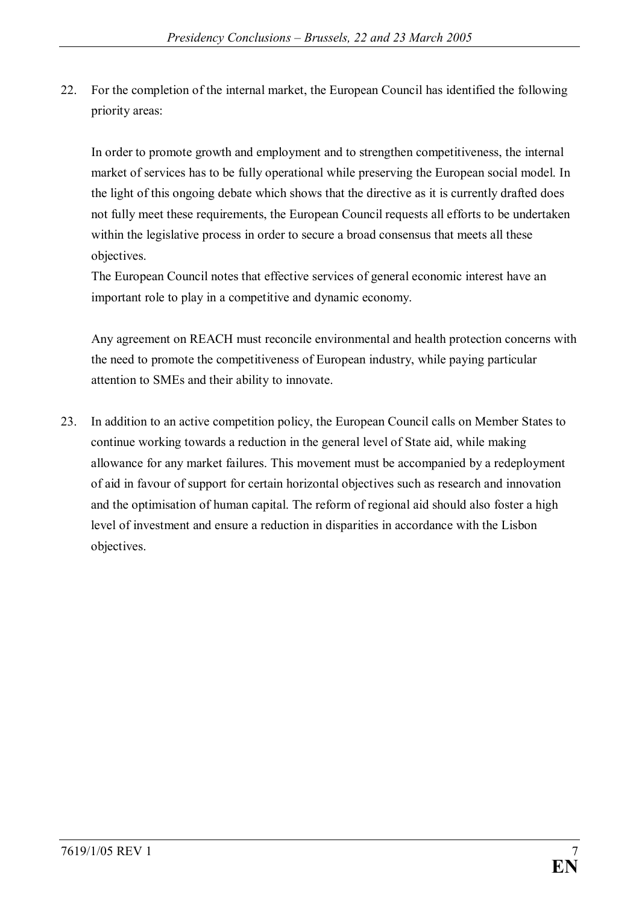22. For the completion of the internal market, the European Council has identified the following priority areas:

    In order to promote growth and employment and to strengthen competitiveness, the internal market of services has to be fully operational while preserving the European social model. In the light of this ongoing debate which shows that the directive as it is currently drafted does not fully meet these requirements, the European Council requests all efforts to be undertaken within the legislative process in order to secure a broad consensus that meets all these objectives.
    The European Council notes that effective services of general economic interest have an important role to play in a competitive and dynamic economy.

    Any agreement on REACH must reconcile environmental and health protection concerns with the need to promote the competitiveness of European industry, while paying particular attention to SMEs and their ability to innovate.

23. In addition to an active competition policy, the European Council calls on Member States to continue working towards a reduction in the general level of State aid, while making allowance for any market failures. This movement must be accompanied by a redeployment of aid in favour of support for certain horizontal objectives such as research and innovation and the optimisation of human capital. The reform of regional aid should also foster a high level of investment and ensure a reduction in disparities in accordance with the Lisbon objectives.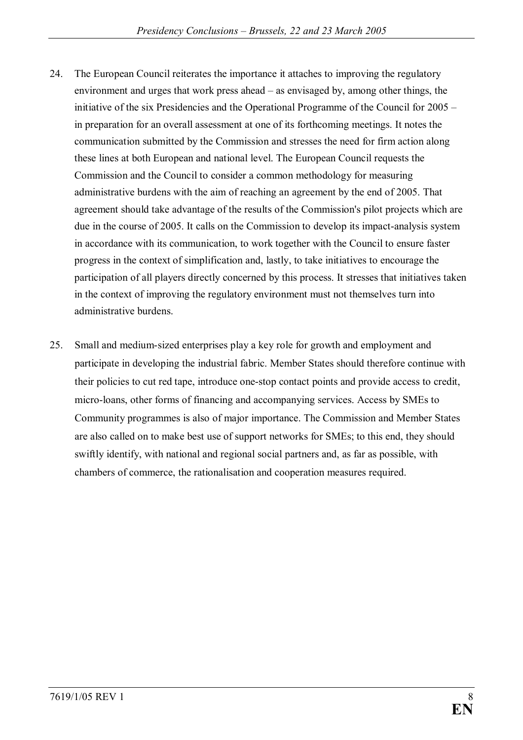24. The European Council reiterates the importance it attaches to improving the regulatory environment and urges that work press ahead – as envisaged by, among other things, the initiative of the six Presidencies and the Operational Programme of the Council for 2005 – in preparation for an overall assessment at one of its forthcoming meetings. It notes the communication submitted by the Commission and stresses the need for firm action along these lines at both European and national level. The European Council requests the Commission and the Council to consider a common methodology for measuring administrative burdens with the aim of reaching an agreement by the end of 2005. That agreement should take advantage of the results of the Commission's pilot projects which are due in the course of 2005. It calls on the Commission to develop its impact-analysis system in accordance with its communication, to work together with the Council to ensure faster progress in the context of simplification and, lastly, to take initiatives to encourage the participation of all players directly concerned by this process. It stresses that initiatives taken in the context of improving the regulatory environment must not themselves turn into administrative burdens.

25. Small and medium-sized enterprises play a key role for growth and employment and participate in developing the industrial fabric. Member States should therefore continue with their policies to cut red tape, introduce one-stop contact points and provide access to credit, micro-loans, other forms of financing and accompanying services. Access by SMEs to Community programmes is also of major importance. The Commission and Member States are also called on to make best use of support networks for SMEs; to this end, they should swiftly identify, with national and regional social partners and, as far as possible, with chambers of commerce, the rationalisation and cooperation measures required.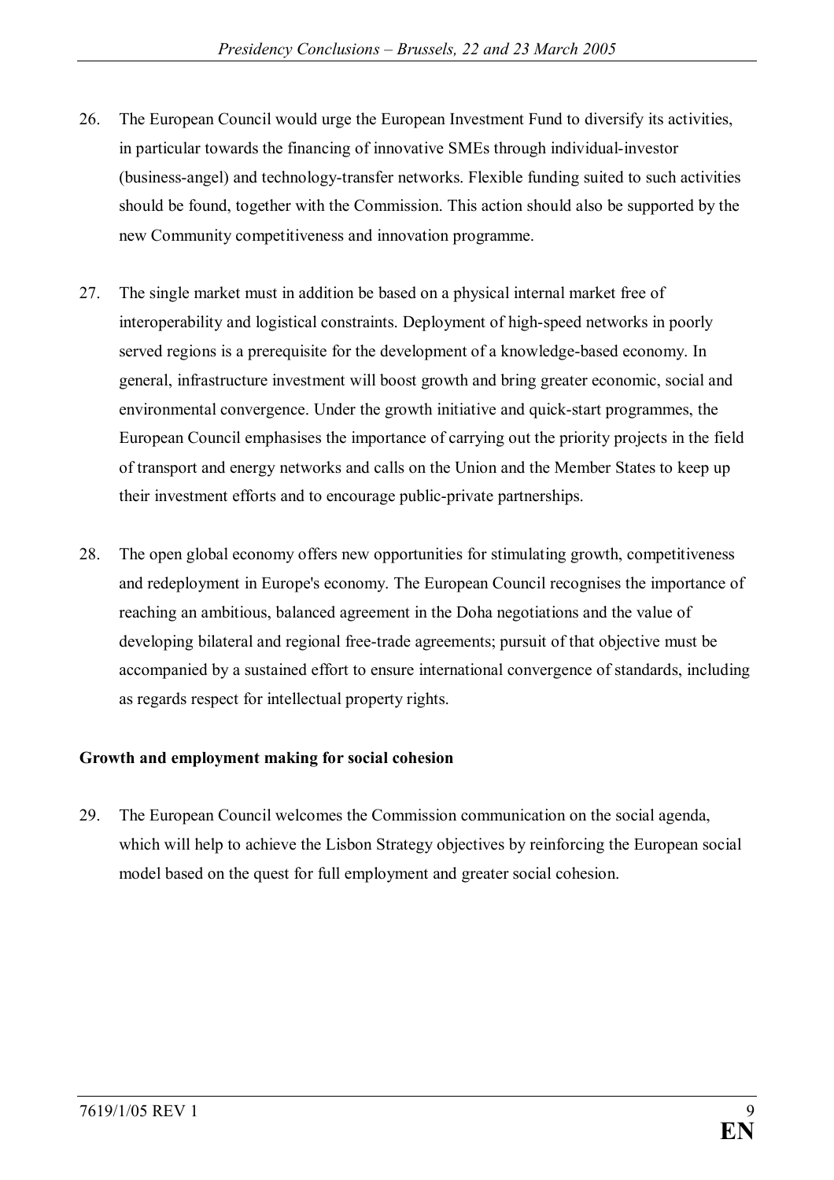26. The European Council would urge the European Investment Fund to diversify its activities, in particular towards the financing of innovative SMEs through individual-investor (business-angel) and technology-transfer networks. Flexible funding suited to such activities should be found, together with the Commission. This action should also be supported by the new Community competitiveness and innovation programme.

27. The single market must in addition be based on a physical internal market free of interoperability and logistical constraints. Deployment of high-speed networks in poorly served regions is a prerequisite for the development of a knowledge-based economy. In general, infrastructure investment will boost growth and bring greater economic, social and environmental convergence. Under the growth initiative and quick-start programmes, the European Council emphasises the importance of carrying out the priority projects in the field of transport and energy networks and calls on the Union and the Member States to keep up their investment efforts and to encourage public-private partnerships.

28. The open global economy offers new opportunities for stimulating growth, competitiveness and redeployment in Europe's economy. The European Council recognises the importance of reaching an ambitious, balanced agreement in the Doha negotiations and the value of developing bilateral and regional free-trade agreements; pursuit of that objective must be accompanied by a sustained effort to ensure international convergence of standards, including as regards respect for intellectual property rights.

**Growth and employment making for social cohesion**

29. The European Council welcomes the Commission communication on the social agenda, which will help to achieve the Lisbon Strategy objectives by reinforcing the European social model based on the quest for full employment and greater social cohesion.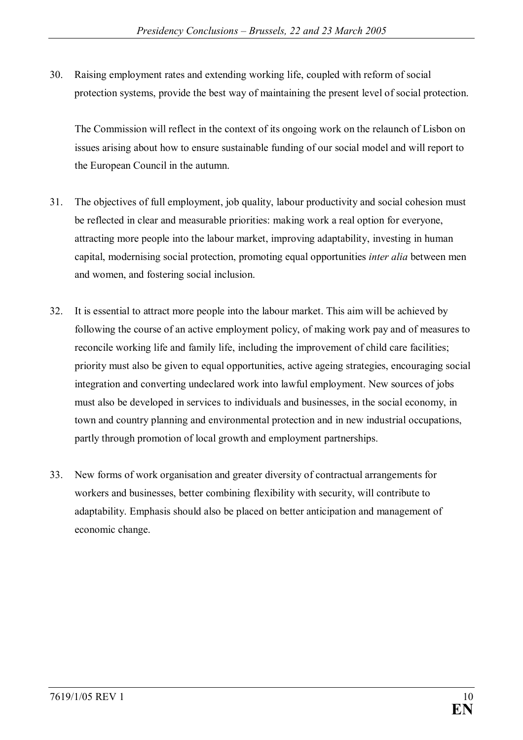30. Raising employment rates and extending working life, coupled with reform of social protection systems, provide the best way of maintaining the present level of social protection.

    The Commission will reflect in the context of its ongoing work on the relaunch of Lisbon on issues arising about how to ensure sustainable funding of our social model and will report to the European Council in the autumn.

31. The objectives of full employment, job quality, labour productivity and social cohesion must be reflected in clear and measurable priorities: making work a real option for everyone, attracting more people into the labour market, improving adaptability, investing in human capital, modernising social protection, promoting equal opportunities *inter alia* between men and women, and fostering social inclusion.

32. It is essential to attract more people into the labour market. This aim will be achieved by following the course of an active employment policy, of making work pay and of measures to reconcile working life and family life, including the improvement of child care facilities; priority must also be given to equal opportunities, active ageing strategies, encouraging social integration and converting undeclared work into lawful employment. New sources of jobs must also be developed in services to individuals and businesses, in the social economy, in town and country planning and environmental protection and in new industrial occupations, partly through promotion of local growth and employment partnerships.

33. New forms of work organisation and greater diversity of contractual arrangements for workers and businesses, better combining flexibility with security, will contribute to adaptability. Emphasis should also be placed on better anticipation and management of economic change.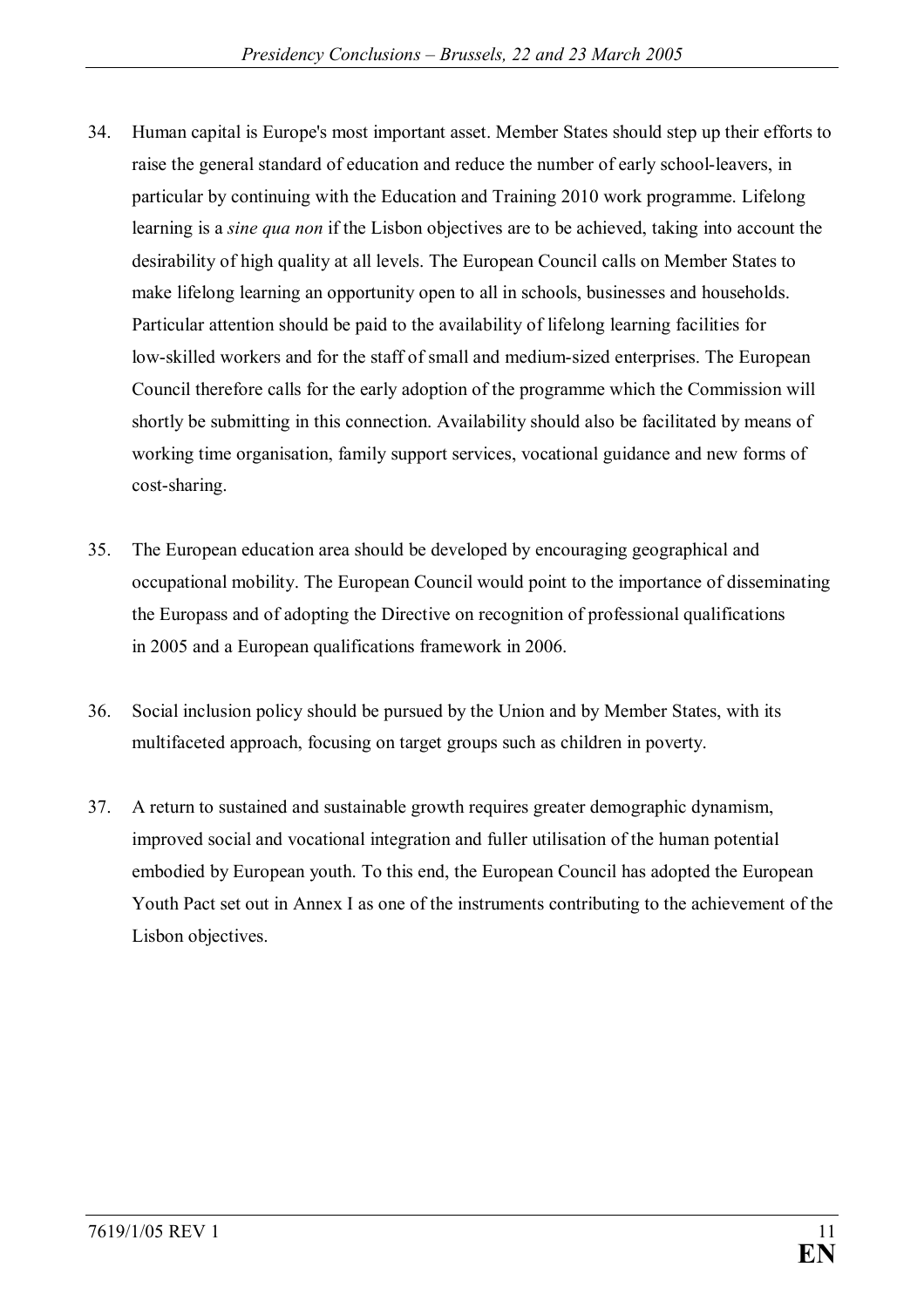34. Human capital is Europe's most important asset. Member States should step up their efforts to raise the general standard of education and reduce the number of early school-leavers, in particular by continuing with the Education and Training 2010 work programme. Lifelong learning is a *sine qua non* if the Lisbon objectives are to be achieved, taking into account the desirability of high quality at all levels. The European Council calls on Member States to make lifelong learning an opportunity open to all in schools, businesses and households. Particular attention should be paid to the availability of lifelong learning facilities for low-skilled workers and for the staff of small and medium-sized enterprises. The European Council therefore calls for the early adoption of the programme which the Commission will shortly be submitting in this connection. Availability should also be facilitated by means of working time organisation, family support services, vocational guidance and new forms of cost-sharing.

35. The European education area should be developed by encouraging geographical and occupational mobility. The European Council would point to the importance of disseminating the Europass and of adopting the Directive on recognition of professional qualifications in 2005 and a European qualifications framework in 2006.

36. Social inclusion policy should be pursued by the Union and by Member States, with its multifaceted approach, focusing on target groups such as children in poverty.

37. A return to sustained and sustainable growth requires greater demographic dynamism, improved social and vocational integration and fuller utilisation of the human potential embodied by European youth. To this end, the European Council has adopted the European Youth Pact set out in Annex I as one of the instruments contributing to the achievement of the Lisbon objectives.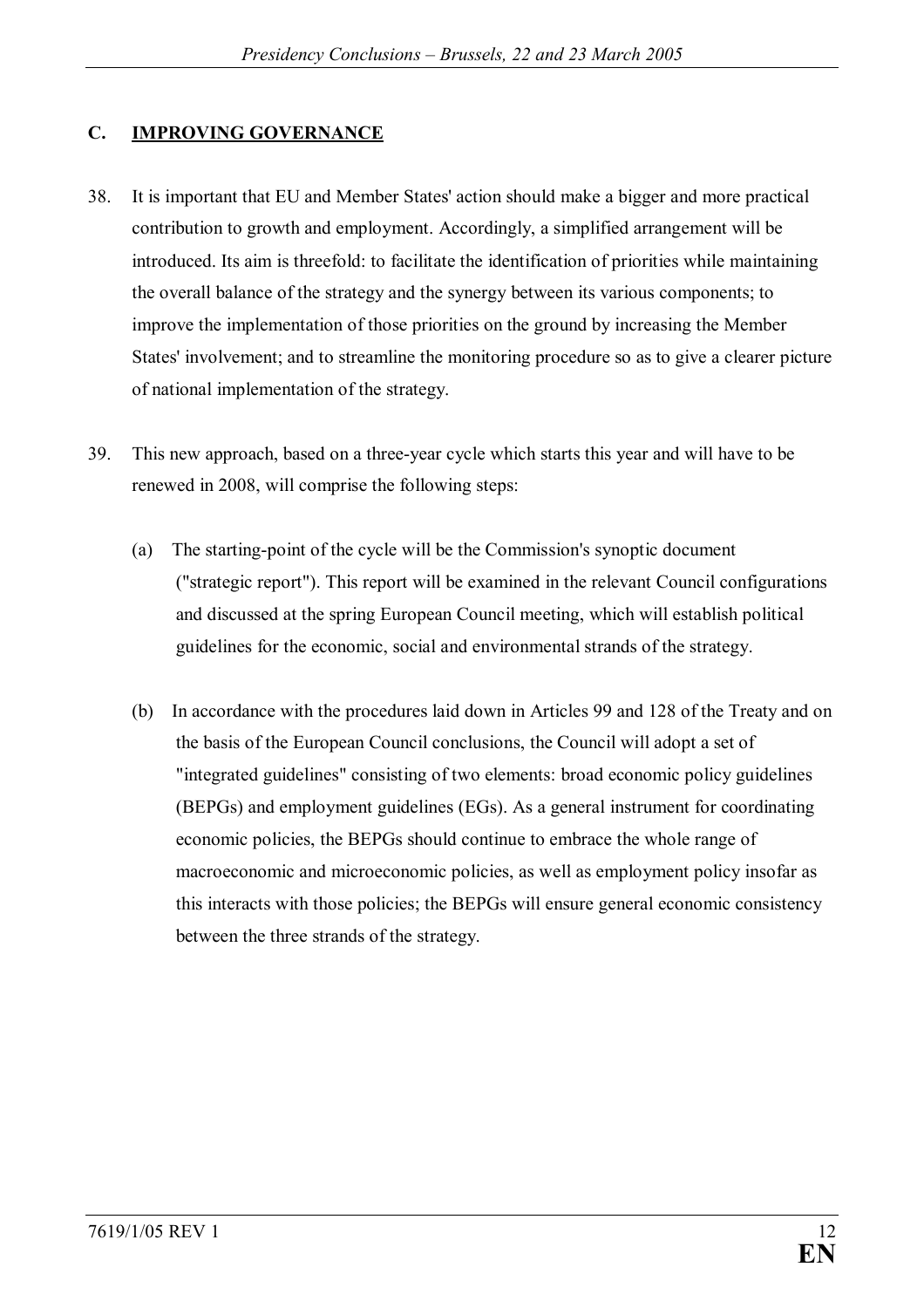## C. IMPROVING GOVERNANCE

38. It is important that EU and Member States' action should make a bigger and more practical contribution to growth and employment. Accordingly, a simplified arrangement will be introduced. Its aim is threefold: to facilitate the identification of priorities while maintaining the overall balance of the strategy and the synergy between its various components; to improve the implementation of those priorities on the ground by increasing the Member States' involvement; and to streamline the monitoring procedure so as to give a clearer picture of national implementation of the strategy.

39. This new approach, based on a three-year cycle which starts this year and will have to be renewed in 2008, will comprise the following steps:

    (a) The starting-point of the cycle will be the Commission's synoptic document ("strategic report"). This report will be examined in the relevant Council configurations and discussed at the spring European Council meeting, which will establish political guidelines for the economic, social and environmental strands of the strategy.

    (b) In accordance with the procedures laid down in Articles 99 and 128 of the Treaty and on the basis of the European Council conclusions, the Council will adopt a set of "integrated guidelines" consisting of two elements: broad economic policy guidelines (BEPGs) and employment guidelines (EGs). As a general instrument for coordinating economic policies, the BEPGs should continue to embrace the whole range of macroeconomic and microeconomic policies, as well as employment policy insofar as this interacts with those policies; the BEPGs will ensure general economic consistency between the three strands of the strategy.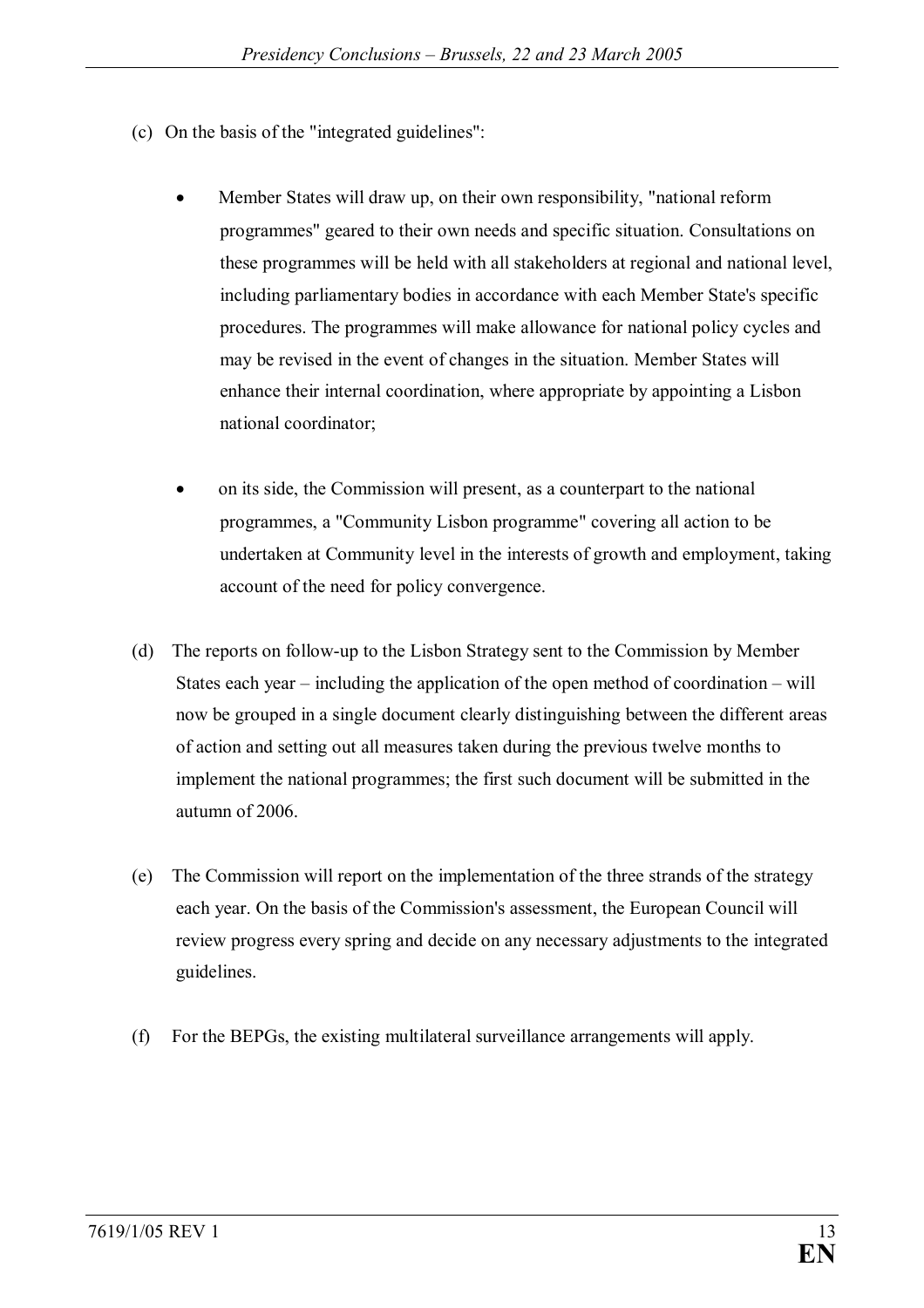(c) On the basis of the "integrated guidelines":

- Member States will draw up, on their own responsibility, "national reform programmes" geared to their own needs and specific situation. Consultations on these programmes will be held with all stakeholders at regional and national level, including parliamentary bodies in accordance with each Member State's specific procedures. The programmes will make allowance for national policy cycles and may be revised in the event of changes in the situation. Member States will enhance their internal coordination, where appropriate by appointing a Lisbon national coordinator;

- on its side, the Commission will present, as a counterpart to the national programmes, a "Community Lisbon programme" covering all action to be undertaken at Community level in the interests of growth and employment, taking account of the need for policy convergence.

(d) The reports on follow-up to the Lisbon Strategy sent to the Commission by Member States each year – including the application of the open method of coordination – will now be grouped in a single document clearly distinguishing between the different areas of action and setting out all measures taken during the previous twelve months to implement the national programmes; the first such document will be submitted in the autumn of 2006.

(e) The Commission will report on the implementation of the three strands of the strategy each year. On the basis of the Commission's assessment, the European Council will review progress every spring and decide on any necessary adjustments to the integrated guidelines.

(f) For the BEPGs, the existing multilateral surveillance arrangements will apply.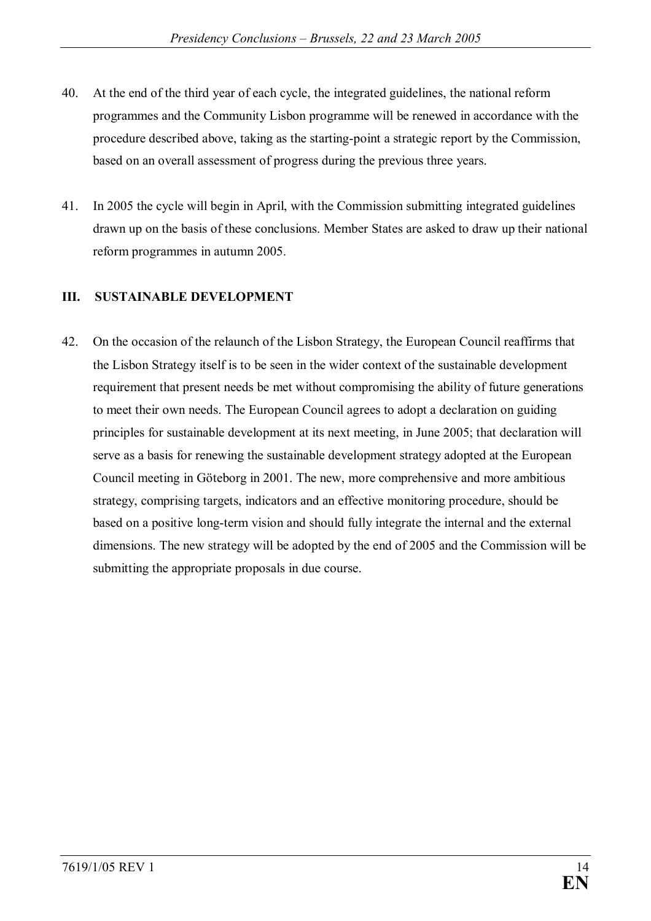40. At the end of the third year of each cycle, the integrated guidelines, the national reform programmes and the Community Lisbon programme will be renewed in accordance with the procedure described above, taking as the starting-point a strategic report by the Commission, based on an overall assessment of progress during the previous three years.

41. In 2005 the cycle will begin in April, with the Commission submitting integrated guidelines drawn up on the basis of these conclusions. Member States are asked to draw up their national reform programmes in autumn 2005.

## III. SUSTAINABLE DEVELOPMENT

42. On the occasion of the relaunch of the Lisbon Strategy, the European Council reaffirms that the Lisbon Strategy itself is to be seen in the wider context of the sustainable development requirement that present needs be met without compromising the ability of future generations to meet their own needs. The European Council agrees to adopt a declaration on guiding principles for sustainable development at its next meeting, in June 2005; that declaration will serve as a basis for renewing the sustainable development strategy adopted at the European Council meeting in Göteborg in 2001. The new, more comprehensive and more ambitious strategy, comprising targets, indicators and an effective monitoring procedure, should be based on a positive long-term vision and should fully integrate the internal and the external dimensions. The new strategy will be adopted by the end of 2005 and the Commission will be submitting the appropriate proposals in due course.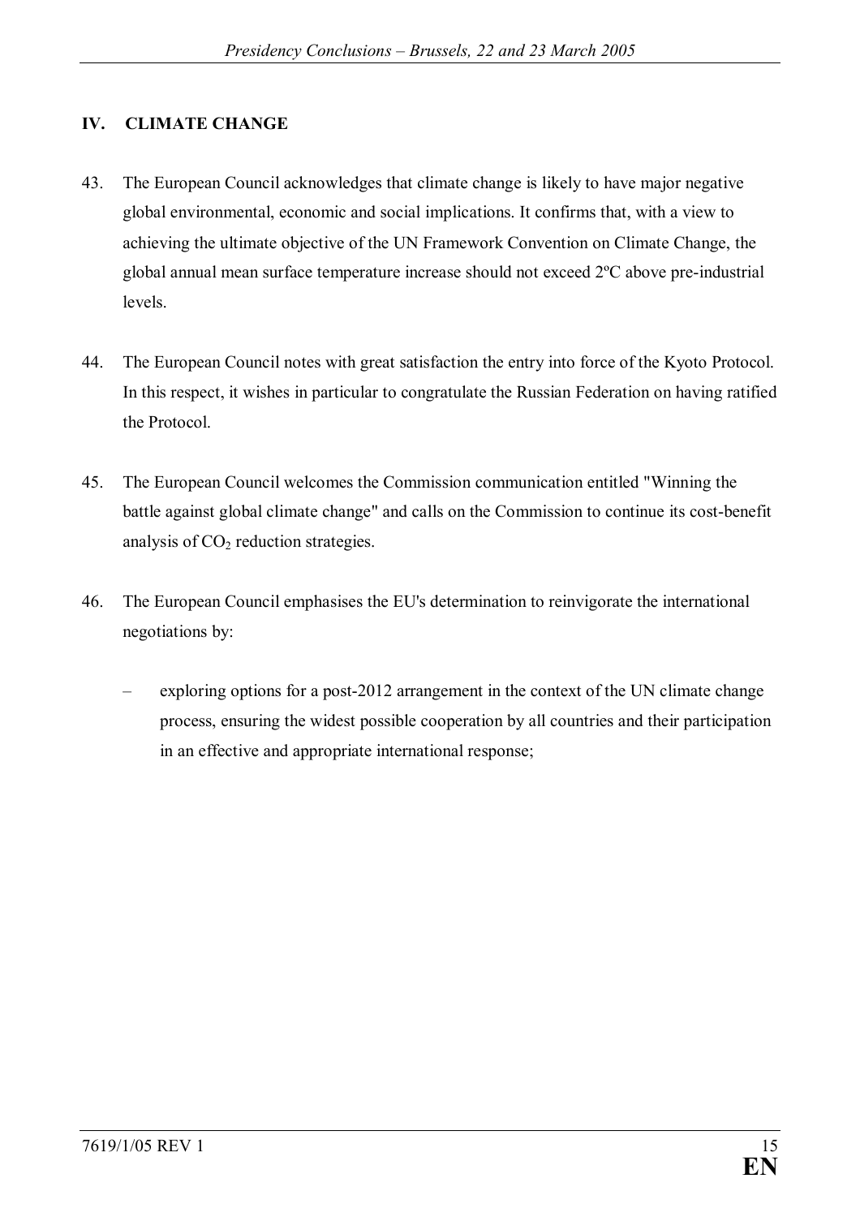## IV. CLIMATE CHANGE

43. The European Council acknowledges that climate change is likely to have major negative global environmental, economic and social implications. It confirms that, with a view to achieving the ultimate objective of the UN Framework Convention on Climate Change, the global annual mean surface temperature increase should not exceed 2ºC above pre-industrial levels.

44. The European Council notes with great satisfaction the entry into force of the Kyoto Protocol. In this respect, it wishes in particular to congratulate the Russian Federation on having ratified the Protocol.

45. The European Council welcomes the Commission communication entitled "Winning the battle against global climate change" and calls on the Commission to continue its cost-benefit analysis of $CO_2$ reduction strategies.

46. The European Council emphasises the EU's determination to reinvigorate the international negotiations by:

    – exploring options for a post-2012 arrangement in the context of the UN climate change process, ensuring the widest possible cooperation by all countries and their participation in an effective and appropriate international response;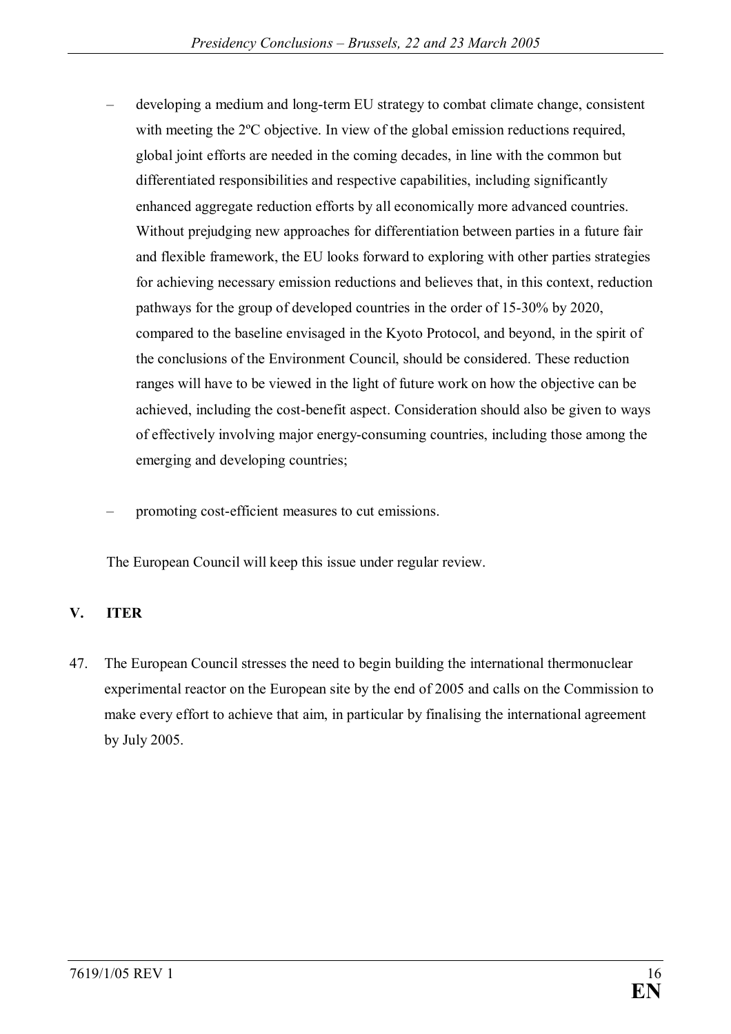– developing a medium and long-term EU strategy to combat climate change, consistent with meeting the 2ºC objective. In view of the global emission reductions required, global joint efforts are needed in the coming decades, in line with the common but differentiated responsibilities and respective capabilities, including significantly enhanced aggregate reduction efforts by all economically more advanced countries. Without prejudging new approaches for differentiation between parties in a future fair and flexible framework, the EU looks forward to exploring with other parties strategies for achieving necessary emission reductions and believes that, in this context, reduction pathways for the group of developed countries in the order of 15-30% by 2020, compared to the baseline envisaged in the Kyoto Protocol, and beyond, in the spirit of the conclusions of the Environment Council, should be considered. These reduction ranges will have to be viewed in the light of future work on how the objective can be achieved, including the cost-benefit aspect. Consideration should also be given to ways of effectively involving major energy-consuming countries, including those among the emerging and developing countries;

– promoting cost-efficient measures to cut emissions.

The European Council will keep this issue under regular review.

## V. ITER

47. The European Council stresses the need to begin building the international thermonuclear experimental reactor on the European site by the end of 2005 and calls on the Commission to make every effort to achieve that aim, in particular by finalising the international agreement by July 2005.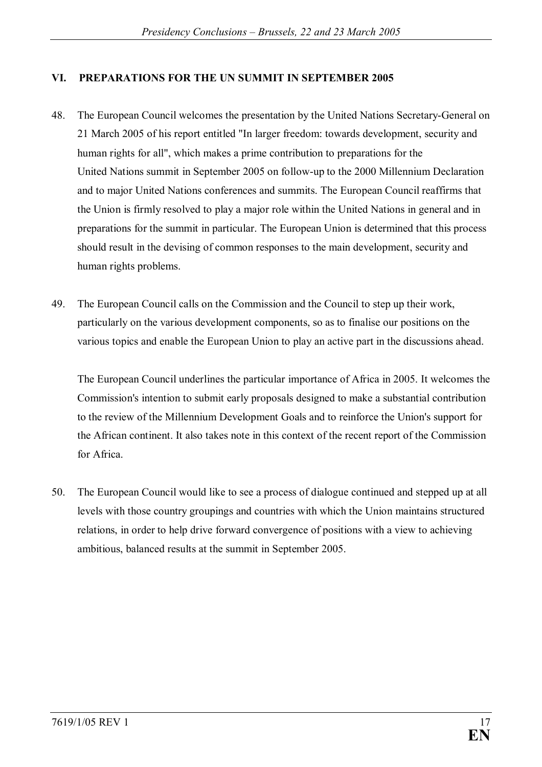## VI. PREPARATIONS FOR THE UN SUMMIT IN SEPTEMBER 2005

48. The European Council welcomes the presentation by the United Nations Secretary-General on 21 March 2005 of his report entitled "In larger freedom: towards development, security and human rights for all", which makes a prime contribution to preparations for the United Nations summit in September 2005 on follow-up to the 2000 Millennium Declaration and to major United Nations conferences and summits. The European Council reaffirms that the Union is firmly resolved to play a major role within the United Nations in general and in preparations for the summit in particular. The European Union is determined that this process should result in the devising of common responses to the main development, security and human rights problems.

49. The European Council calls on the Commission and the Council to step up their work, particularly on the various development components, so as to finalise our positions on the various topics and enable the European Union to play an active part in the discussions ahead.

    The European Council underlines the particular importance of Africa in 2005. It welcomes the Commission's intention to submit early proposals designed to make a substantial contribution to the review of the Millennium Development Goals and to reinforce the Union's support for the African continent. It also takes note in this context of the recent report of the Commission for Africa.

50. The European Council would like to see a process of dialogue continued and stepped up at all levels with those country groupings and countries with which the Union maintains structured relations, in order to help drive forward convergence of positions with a view to achieving ambitious, balanced results at the summit in September 2005.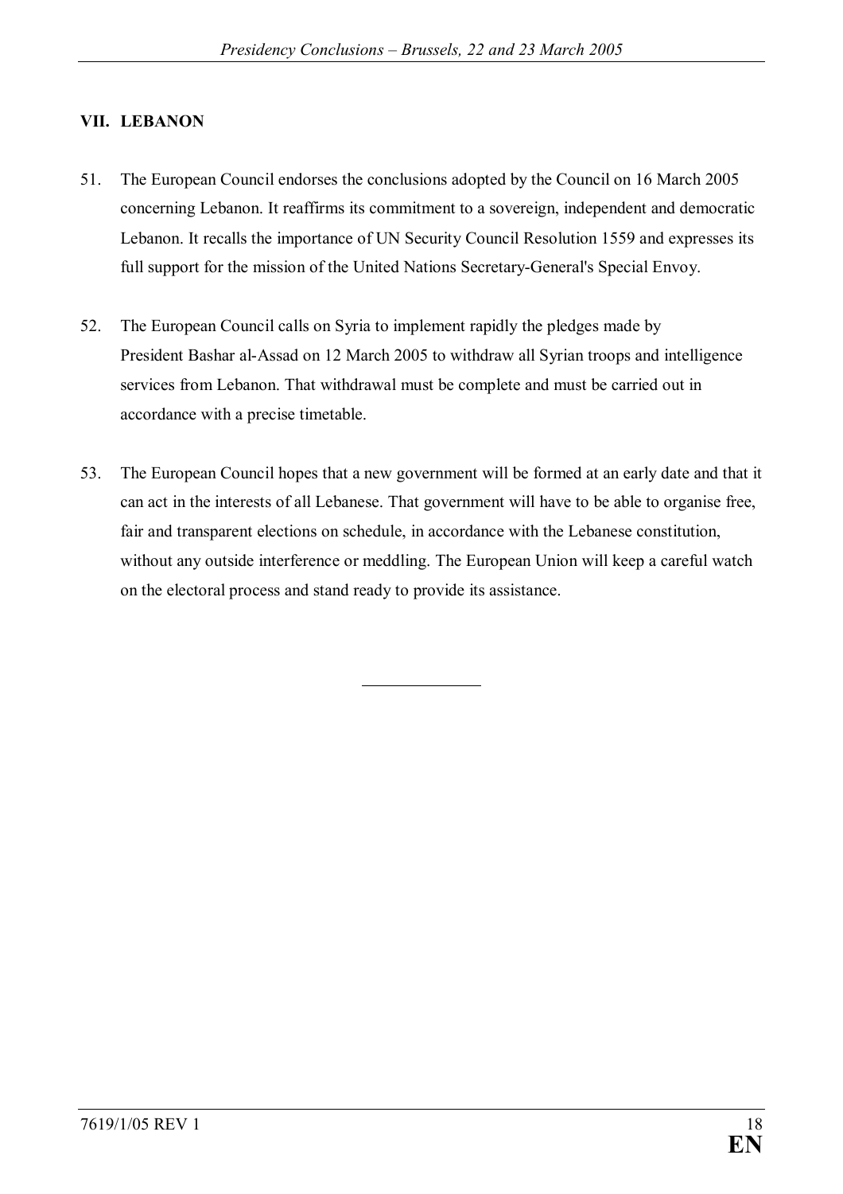## VII. LEBANON

51. The European Council endorses the conclusions adopted by the Council on 16 March 2005 concerning Lebanon. It reaffirms its commitment to a sovereign, independent and democratic Lebanon. It recalls the importance of UN Security Council Resolution 1559 and expresses its full support for the mission of the United Nations Secretary-General's Special Envoy.

52. The European Council calls on Syria to implement rapidly the pledges made by President Bashar al-Assad on 12 March 2005 to withdraw all Syrian troops and intelligence services from Lebanon. That withdrawal must be complete and must be carried out in accordance with a precise timetable.

53. The European Council hopes that a new government will be formed at an early date and that it can act in the interests of all Lebanese. That government will have to be able to organise free, fair and transparent elections on schedule, in accordance with the Lebanese constitution, without any outside interference or meddling. The European Union will keep a careful watch on the electoral process and stand ready to provide its assistance.

---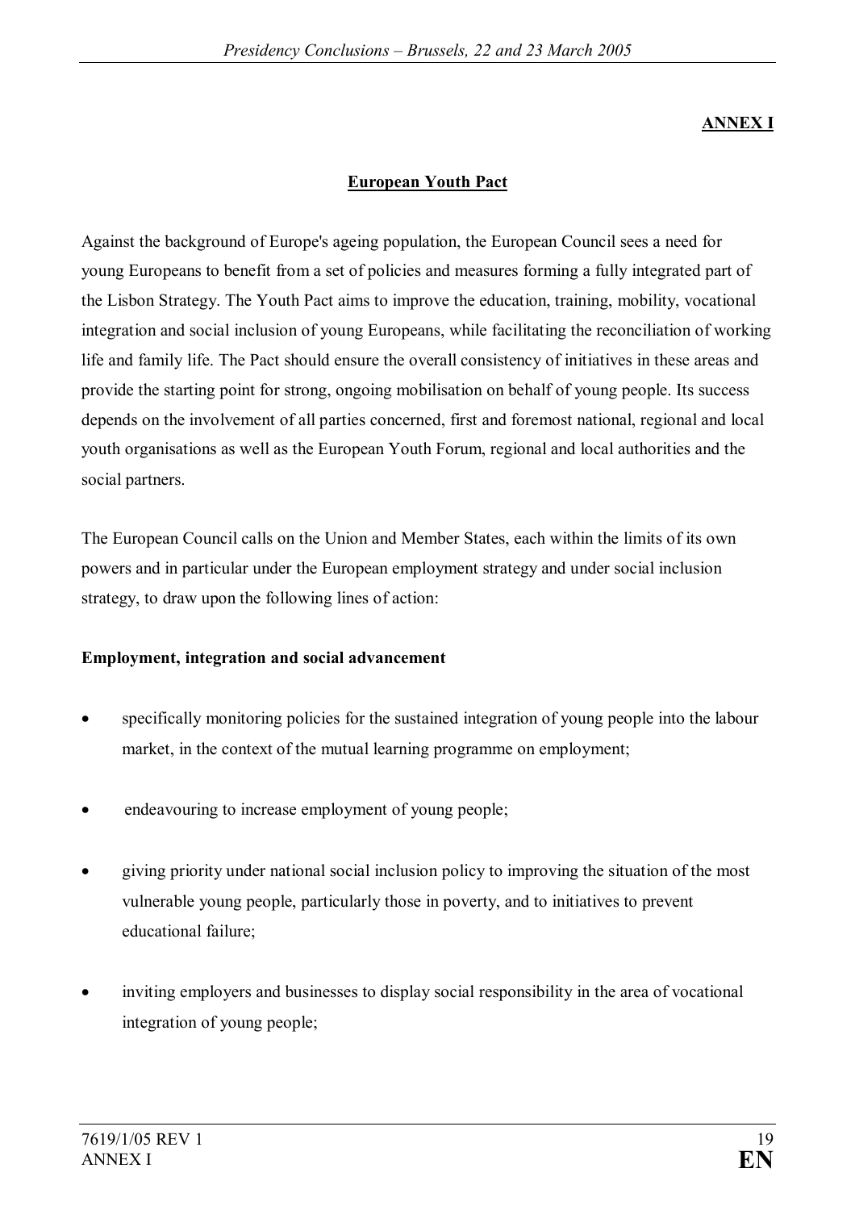## ANNEX I

## European Youth Pact

Against the background of Europe's ageing population, the European Council sees a need for young Europeans to benefit from a set of policies and measures forming a fully integrated part of the Lisbon Strategy. The Youth Pact aims to improve the education, training, mobility, vocational integration and social inclusion of young Europeans, while facilitating the reconciliation of working life and family life. The Pact should ensure the overall consistency of initiatives in these areas and provide the starting point for strong, ongoing mobilisation on behalf of young people. Its success depends on the involvement of all parties concerned, first and foremost national, regional and local youth organisations as well as the European Youth Forum, regional and local authorities and the social partners.

The European Council calls on the Union and Member States, each within the limits of its own powers and in particular under the European employment strategy and under social inclusion strategy, to draw upon the following lines of action:

**Employment, integration and social advancement**

- specifically monitoring policies for the sustained integration of young people into the labour market, in the context of the mutual learning programme on employment;
- endeavouring to increase employment of young people;
- giving priority under national social inclusion policy to improving the situation of the most vulnerable young people, particularly those in poverty, and to initiatives to prevent educational failure;
- inviting employers and businesses to display social responsibility in the area of vocational integration of young people;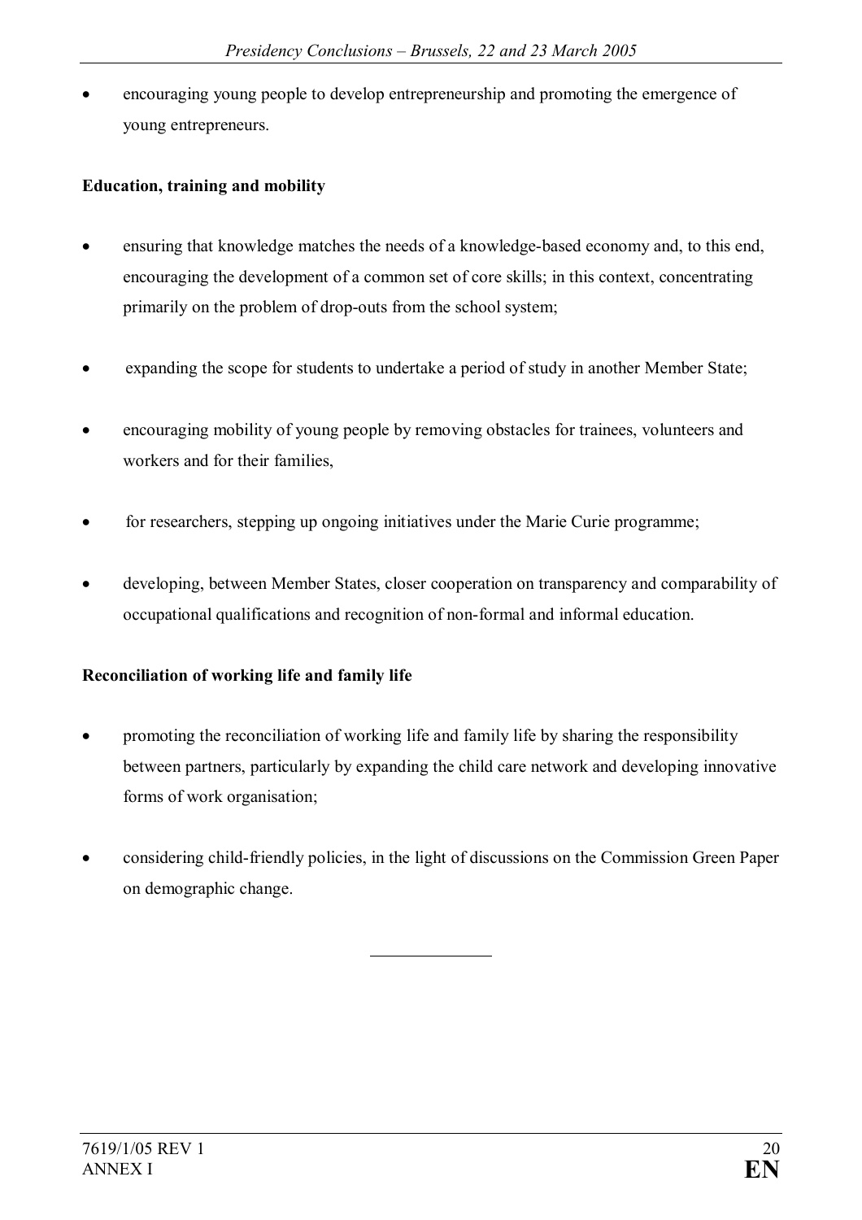- encouraging young people to develop entrepreneurship and promoting the emergence of young entrepreneurs.

**Education, training and mobility**

- ensuring that knowledge matches the needs of a knowledge-based economy and, to this end, encouraging the development of a common set of core skills; in this context, concentrating primarily on the problem of drop-outs from the school system;
- expanding the scope for students to undertake a period of study in another Member State;
- encouraging mobility of young people by removing obstacles for trainees, volunteers and workers and for their families,
- for researchers, stepping up ongoing initiatives under the Marie Curie programme;
- developing, between Member States, closer cooperation on transparency and comparability of occupational qualifications and recognition of non-formal and informal education.

**Reconciliation of working life and family life**

- promoting the reconciliation of working life and family life by sharing the responsibility between partners, particularly by expanding the child care network and developing innovative forms of work organisation;
- considering child-friendly policies, in the light of discussions on the Commission Green Paper on demographic change.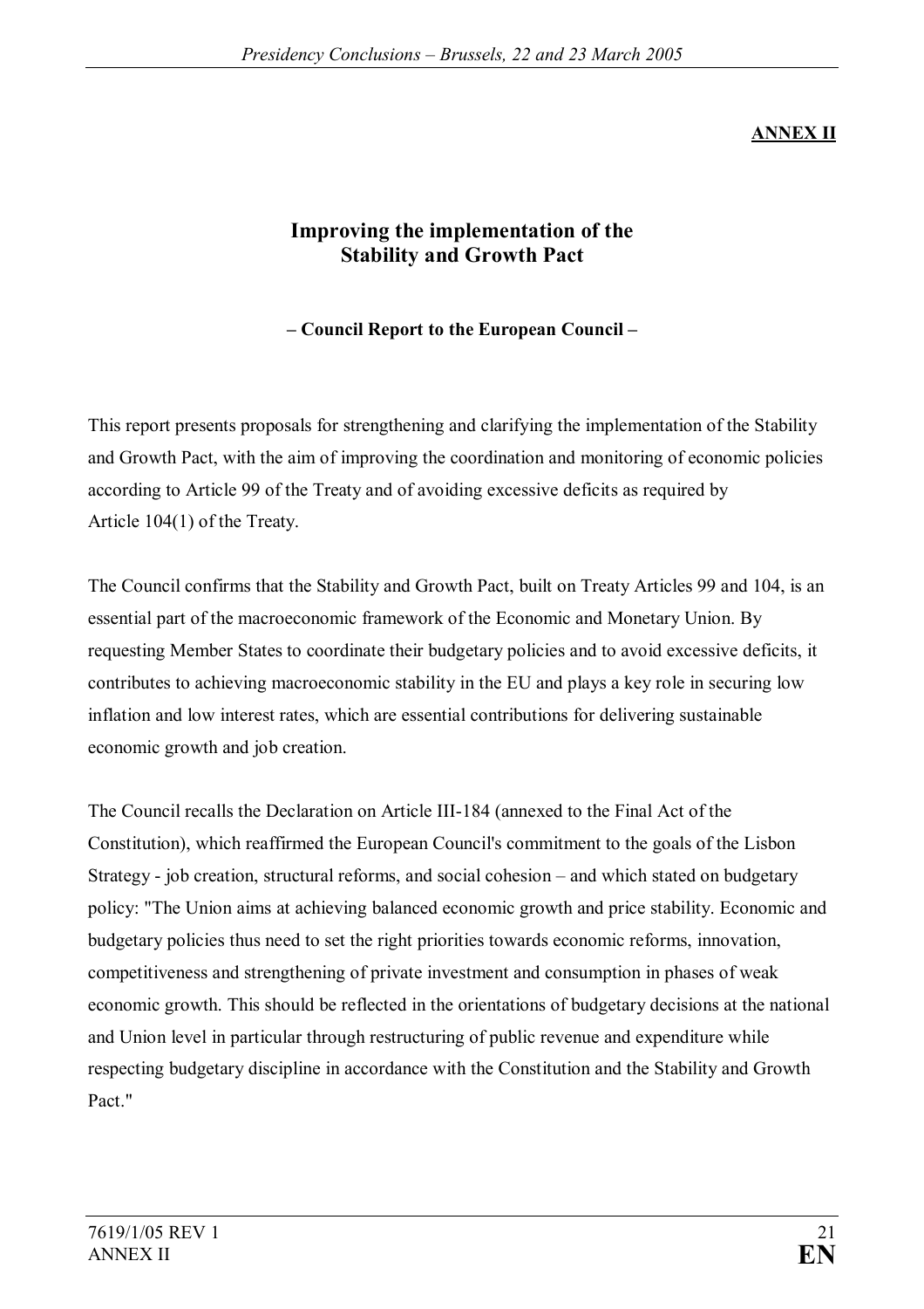**ANNEX II**

# Improving the implementation of the Stability and Growth Pact

**– Council Report to the European Council –**

This report presents proposals for strengthening and clarifying the implementation of the Stability and Growth Pact, with the aim of improving the coordination and monitoring of economic policies according to Article 99 of the Treaty and of avoiding excessive deficits as required by Article 104(1) of the Treaty.

The Council confirms that the Stability and Growth Pact, built on Treaty Articles 99 and 104, is an essential part of the macroeconomic framework of the Economic and Monetary Union. By requesting Member States to coordinate their budgetary policies and to avoid excessive deficits, it contributes to achieving macroeconomic stability in the EU and plays a key role in securing low inflation and low interest rates, which are essential contributions for delivering sustainable economic growth and job creation.

The Council recalls the Declaration on Article III-184 (annexed to the Final Act of the Constitution), which reaffirmed the European Council's commitment to the goals of the Lisbon Strategy - job creation, structural reforms, and social cohesion – and which stated on budgetary policy: "The Union aims at achieving balanced economic growth and price stability. Economic and budgetary policies thus need to set the right priorities towards economic reforms, innovation, competitiveness and strengthening of private investment and consumption in phases of weak economic growth. This should be reflected in the orientations of budgetary decisions at the national and Union level in particular through restructuring of public revenue and expenditure while respecting budgetary discipline in accordance with the Constitution and the Stability and Growth Pact."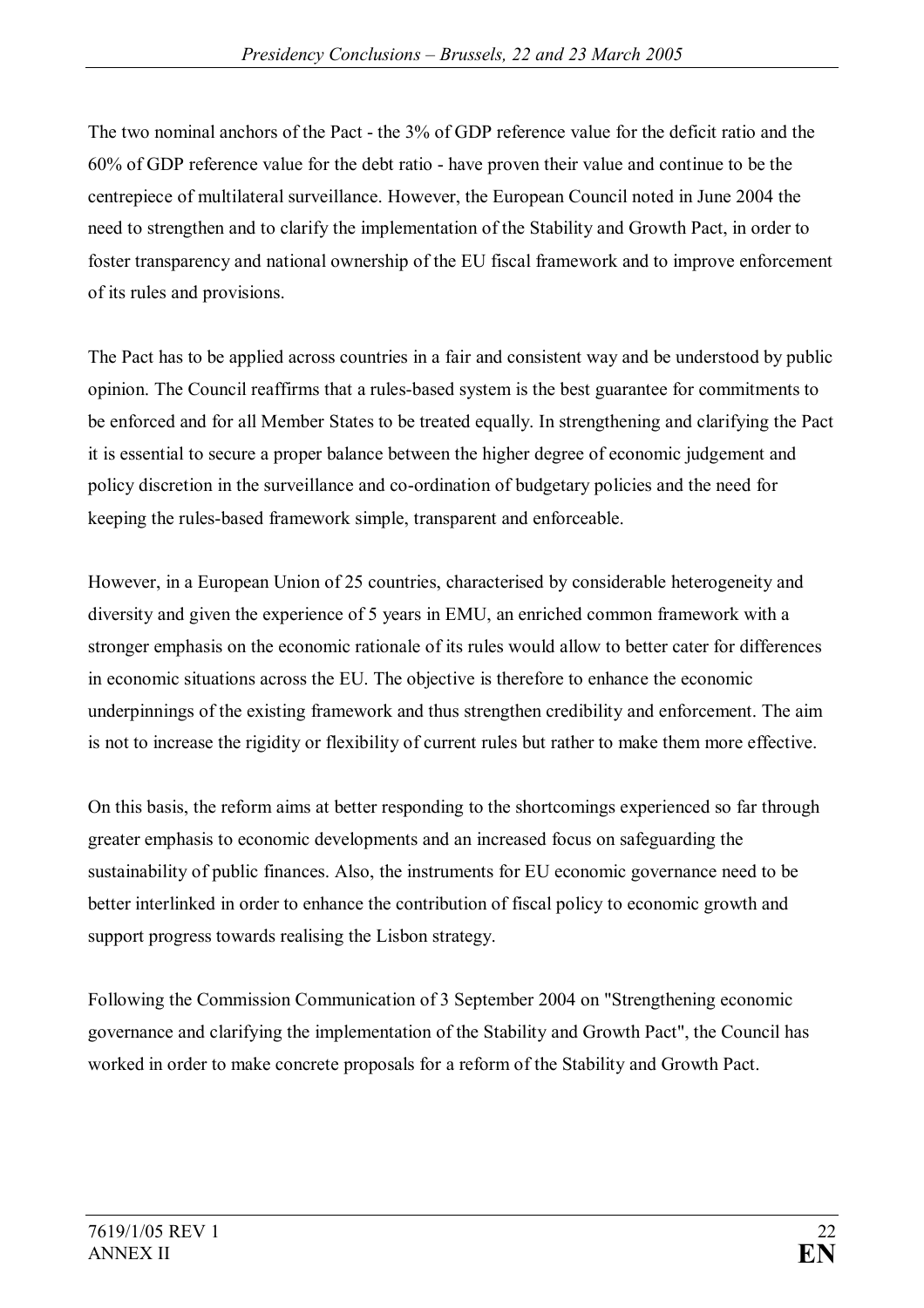The two nominal anchors of the Pact - the 3% of GDP reference value for the deficit ratio and the 60% of GDP reference value for the debt ratio - have proven their value and continue to be the centrepiece of multilateral surveillance. However, the European Council noted in June 2004 the need to strengthen and to clarify the implementation of the Stability and Growth Pact, in order to foster transparency and national ownership of the EU fiscal framework and to improve enforcement of its rules and provisions.

The Pact has to be applied across countries in a fair and consistent way and be understood by public opinion. The Council reaffirms that a rules-based system is the best guarantee for commitments to be enforced and for all Member States to be treated equally. In strengthening and clarifying the Pact it is essential to secure a proper balance between the higher degree of economic judgement and policy discretion in the surveillance and co-ordination of budgetary policies and the need for keeping the rules-based framework simple, transparent and enforceable.

However, in a European Union of 25 countries, characterised by considerable heterogeneity and diversity and given the experience of 5 years in EMU, an enriched common framework with a stronger emphasis on the economic rationale of its rules would allow to better cater for differences in economic situations across the EU. The objective is therefore to enhance the economic underpinnings of the existing framework and thus strengthen credibility and enforcement. The aim is not to increase the rigidity or flexibility of current rules but rather to make them more effective.

On this basis, the reform aims at better responding to the shortcomings experienced so far through greater emphasis to economic developments and an increased focus on safeguarding the sustainability of public finances. Also, the instruments for EU economic governance need to be better interlinked in order to enhance the contribution of fiscal policy to economic growth and support progress towards realising the Lisbon strategy.

Following the Commission Communication of 3 September 2004 on "Strengthening economic governance and clarifying the implementation of the Stability and Growth Pact", the Council has worked in order to make concrete proposals for a reform of the Stability and Growth Pact.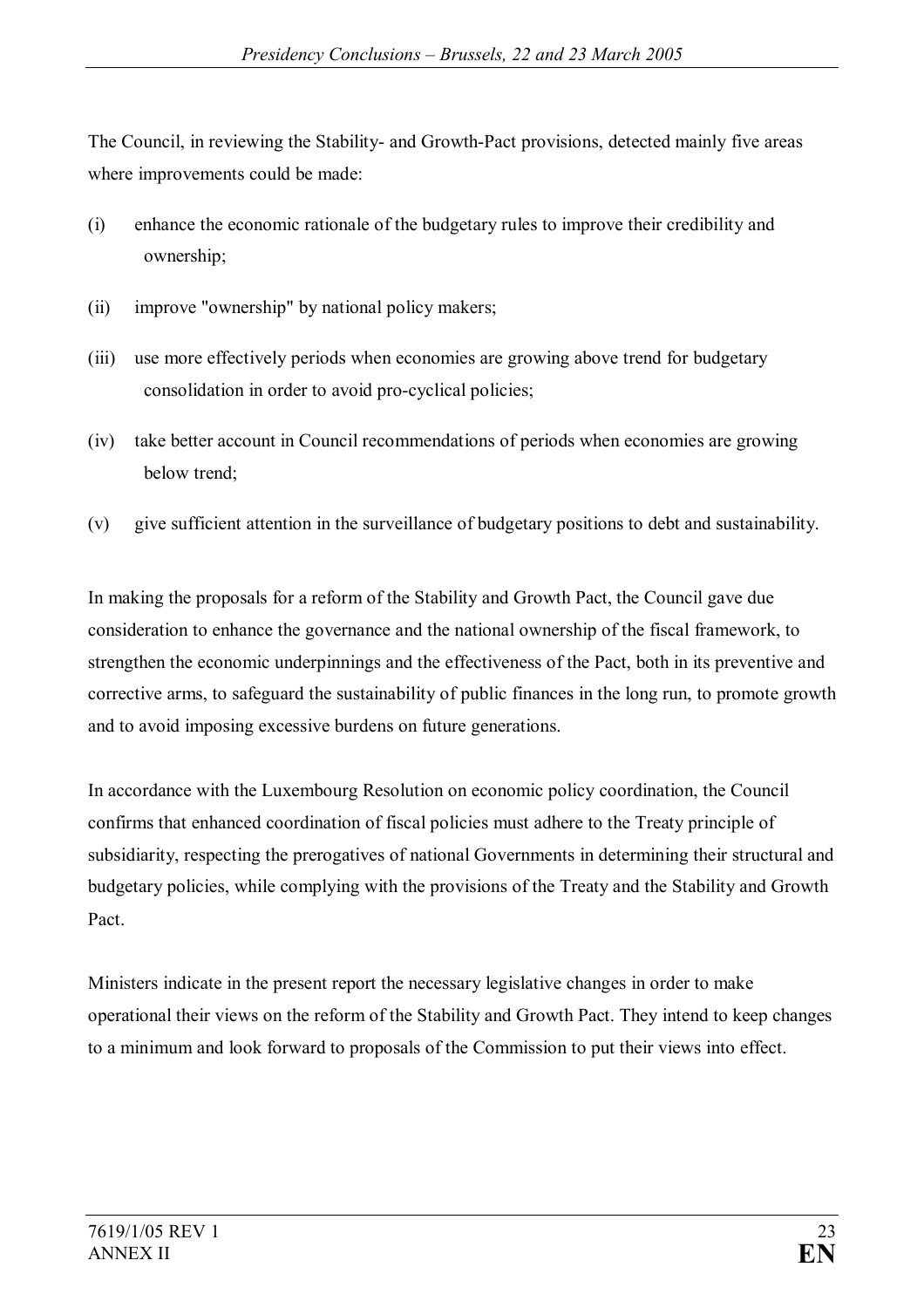The Council, in reviewing the Stability- and Growth-Pact provisions, detected mainly five areas where improvements could be made:

(i) enhance the economic rationale of the budgetary rules to improve their credibility and ownership;

(ii) improve "ownership" by national policy makers;

(iii) use more effectively periods when economies are growing above trend for budgetary consolidation in order to avoid pro-cyclical policies;

(iv) take better account in Council recommendations of periods when economies are growing below trend;

(v) give sufficient attention in the surveillance of budgetary positions to debt and sustainability.

In making the proposals for a reform of the Stability and Growth Pact, the Council gave due consideration to enhance the governance and the national ownership of the fiscal framework, to strengthen the economic underpinnings and the effectiveness of the Pact, both in its preventive and corrective arms, to safeguard the sustainability of public finances in the long run, to promote growth and to avoid imposing excessive burdens on future generations.

In accordance with the Luxembourg Resolution on economic policy coordination, the Council confirms that enhanced coordination of fiscal policies must adhere to the Treaty principle of subsidiarity, respecting the prerogatives of national Governments in determining their structural and budgetary policies, while complying with the provisions of the Treaty and the Stability and Growth Pact.

Ministers indicate in the present report the necessary legislative changes in order to make operational their views on the reform of the Stability and Growth Pact. They intend to keep changes to a minimum and look forward to proposals of the Commission to put their views into effect.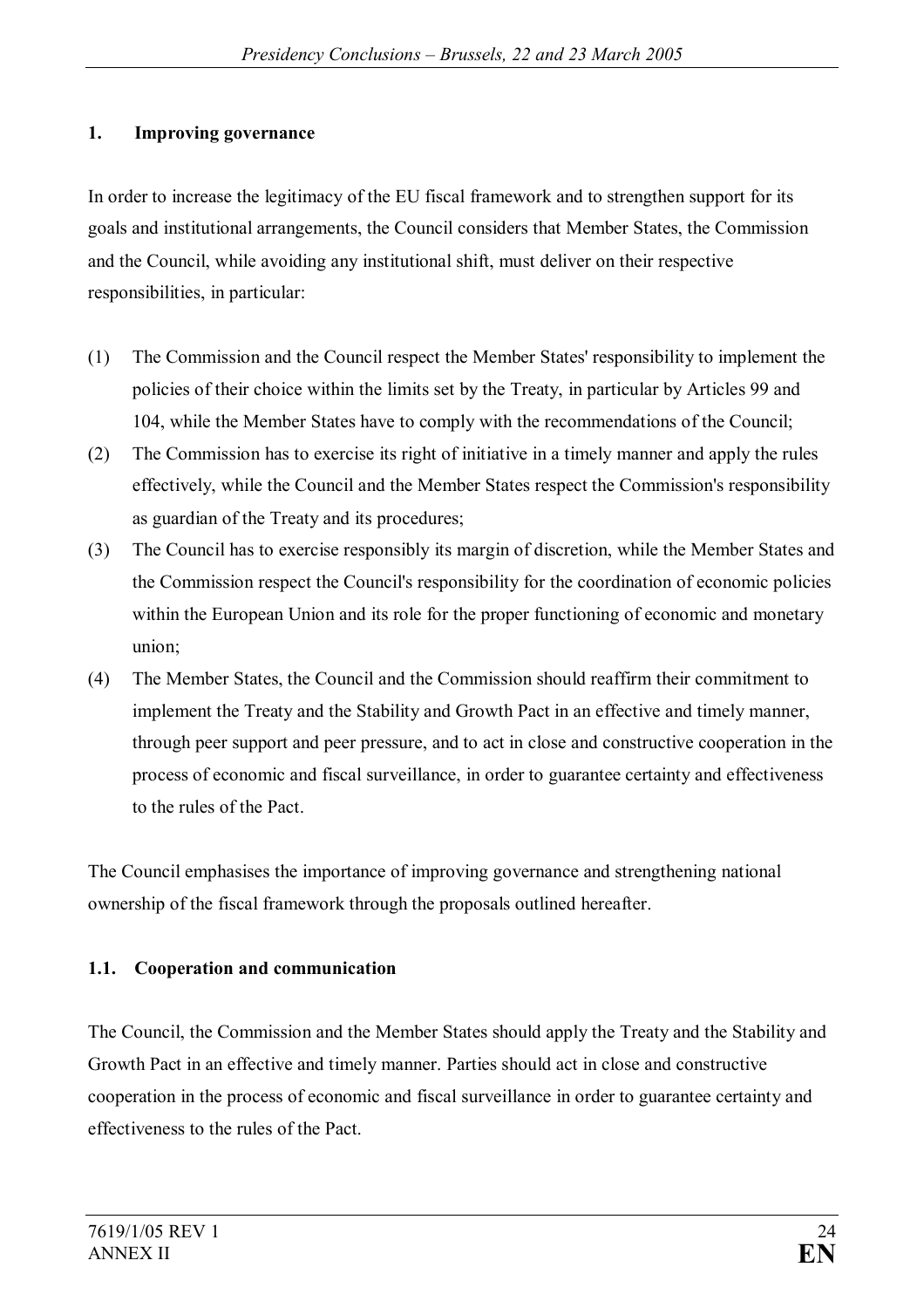## 1. Improving governance

In order to increase the legitimacy of the EU fiscal framework and to strengthen support for its goals and institutional arrangements, the Council considers that Member States, the Commission and the Council, while avoiding any institutional shift, must deliver on their respective responsibilities, in particular:

(1) The Commission and the Council respect the Member States' responsibility to implement the policies of their choice within the limits set by the Treaty, in particular by Articles 99 and 104, while the Member States have to comply with the recommendations of the Council;

(2) The Commission has to exercise its right of initiative in a timely manner and apply the rules effectively, while the Council and the Member States respect the Commission's responsibility as guardian of the Treaty and its procedures;

(3) The Council has to exercise responsibly its margin of discretion, while the Member States and the Commission respect the Council's responsibility for the coordination of economic policies within the European Union and its role for the proper functioning of economic and monetary union;

(4) The Member States, the Council and the Commission should reaffirm their commitment to implement the Treaty and the Stability and Growth Pact in an effective and timely manner, through peer support and peer pressure, and to act in close and constructive cooperation in the process of economic and fiscal surveillance, in order to guarantee certainty and effectiveness to the rules of the Pact.

The Council emphasises the importance of improving governance and strengthening national ownership of the fiscal framework through the proposals outlined hereafter.

### 1.1. Cooperation and communication

The Council, the Commission and the Member States should apply the Treaty and the Stability and Growth Pact in an effective and timely manner. Parties should act in close and constructive cooperation in the process of economic and fiscal surveillance in order to guarantee certainty and effectiveness to the rules of the Pact.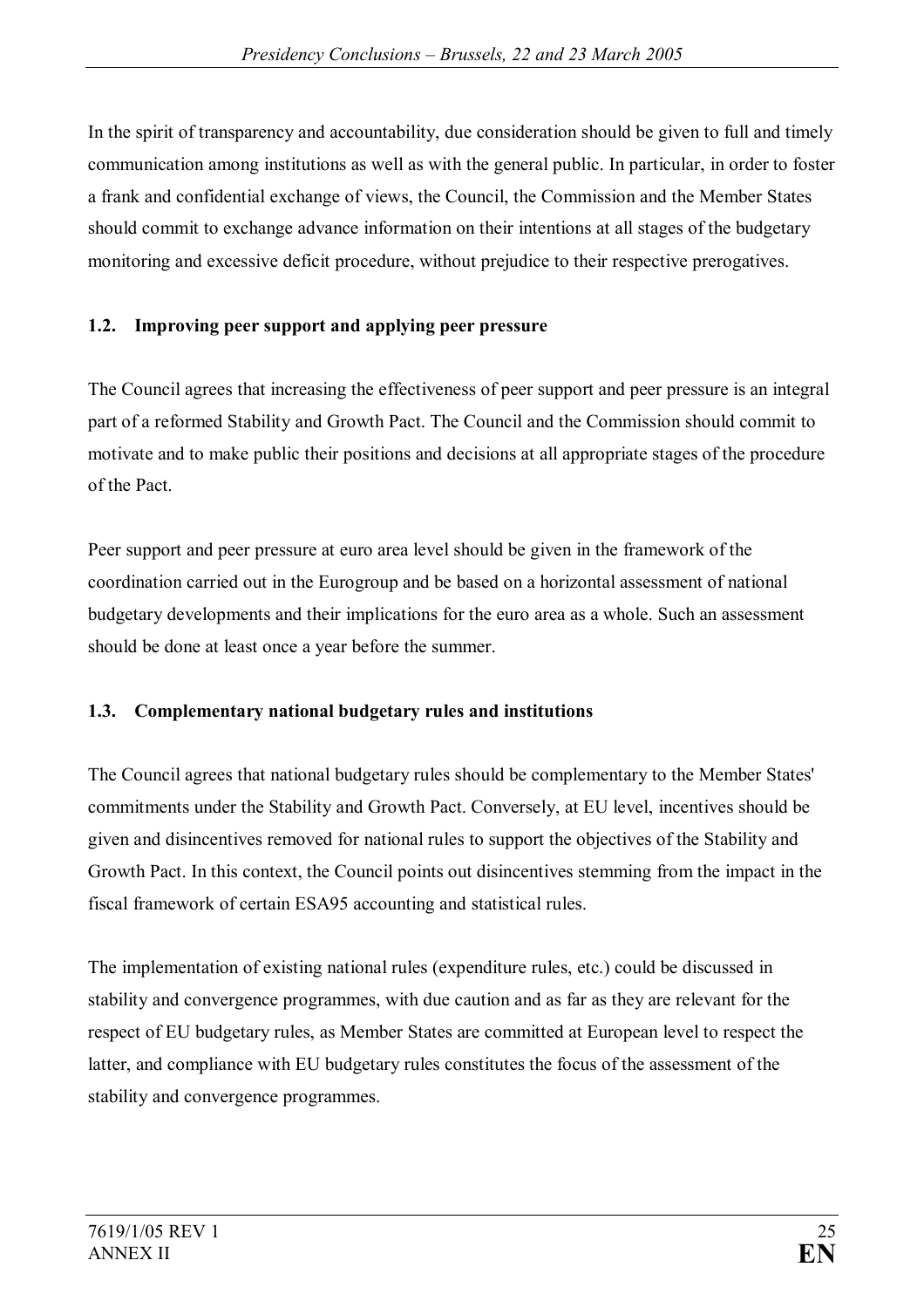In the spirit of transparency and accountability, due consideration should be given to full and timely communication among institutions as well as with the general public. In particular, in order to foster a frank and confidential exchange of views, the Council, the Commission and the Member States should commit to exchange advance information on their intentions at all stages of the budgetary monitoring and excessive deficit procedure, without prejudice to their respective prerogatives.

### 1.2. Improving peer support and applying peer pressure

The Council agrees that increasing the effectiveness of peer support and peer pressure is an integral part of a reformed Stability and Growth Pact. The Council and the Commission should commit to motivate and to make public their positions and decisions at all appropriate stages of the procedure of the Pact.

Peer support and peer pressure at euro area level should be given in the framework of the coordination carried out in the Eurogroup and be based on a horizontal assessment of national budgetary developments and their implications for the euro area as a whole. Such an assessment should be done at least once a year before the summer.

### 1.3. Complementary national budgetary rules and institutions

The Council agrees that national budgetary rules should be complementary to the Member States' commitments under the Stability and Growth Pact. Conversely, at EU level, incentives should be given and disincentives removed for national rules to support the objectives of the Stability and Growth Pact. In this context, the Council points out disincentives stemming from the impact in the fiscal framework of certain ESA95 accounting and statistical rules.

The implementation of existing national rules (expenditure rules, etc.) could be discussed in stability and convergence programmes, with due caution and as far as they are relevant for the respect of EU budgetary rules, as Member States are committed at European level to respect the latter, and compliance with EU budgetary rules constitutes the focus of the assessment of the stability and convergence programmes.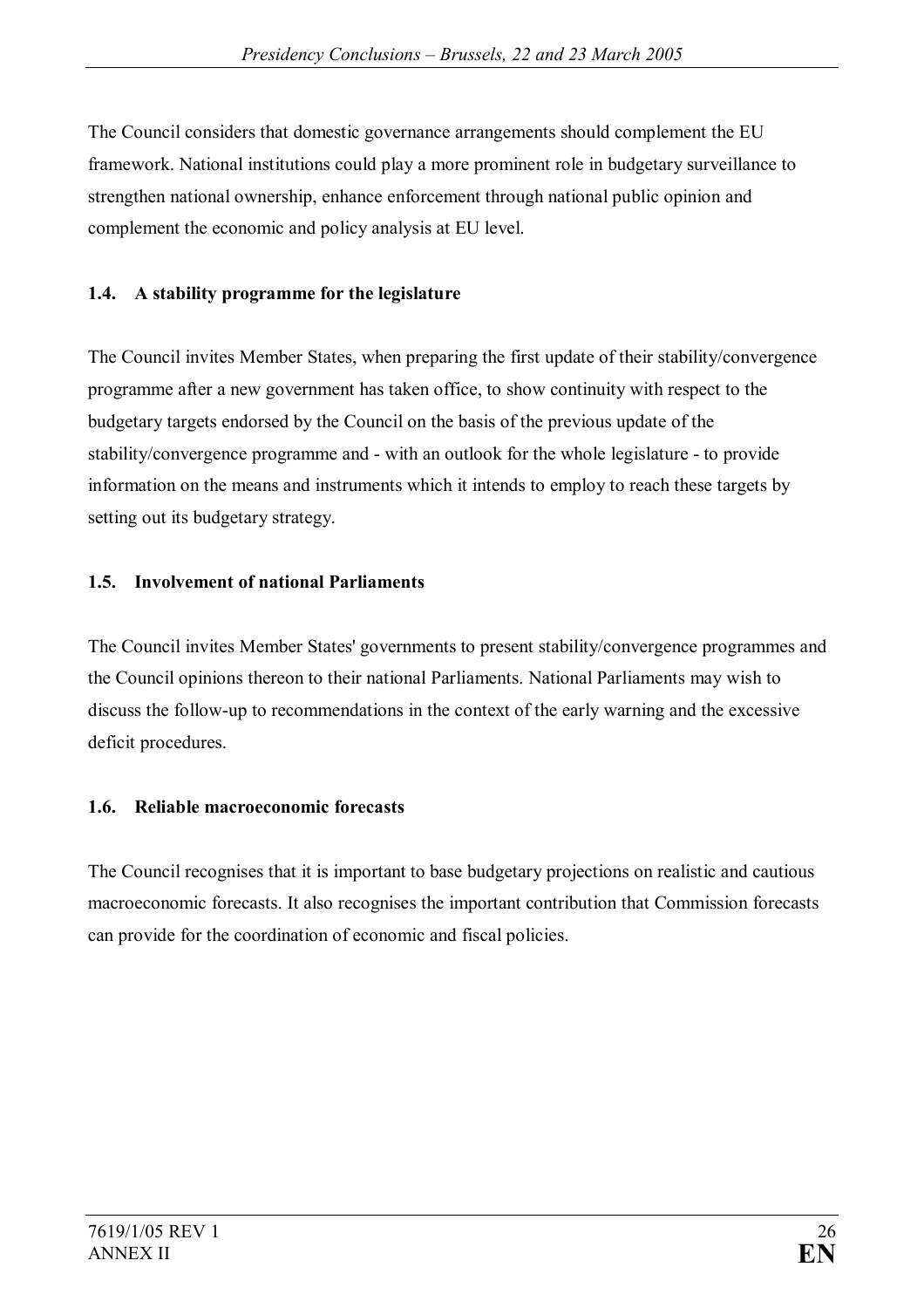The Council considers that domestic governance arrangements should complement the EU framework. National institutions could play a more prominent role in budgetary surveillance to strengthen national ownership, enhance enforcement through national public opinion and complement the economic and policy analysis at EU level.

### 1.4. A stability programme for the legislature

The Council invites Member States, when preparing the first update of their stability/convergence programme after a new government has taken office, to show continuity with respect to the budgetary targets endorsed by the Council on the basis of the previous update of the stability/convergence programme and - with an outlook for the whole legislature - to provide information on the means and instruments which it intends to employ to reach these targets by setting out its budgetary strategy.

### 1.5. Involvement of national Parliaments

The Council invites Member States' governments to present stability/convergence programmes and the Council opinions thereon to their national Parliaments. National Parliaments may wish to discuss the follow-up to recommendations in the context of the early warning and the excessive deficit procedures.

### 1.6. Reliable macroeconomic forecasts

The Council recognises that it is important to base budgetary projections on realistic and cautious macroeconomic forecasts. It also recognises the important contribution that Commission forecasts can provide for the coordination of economic and fiscal policies.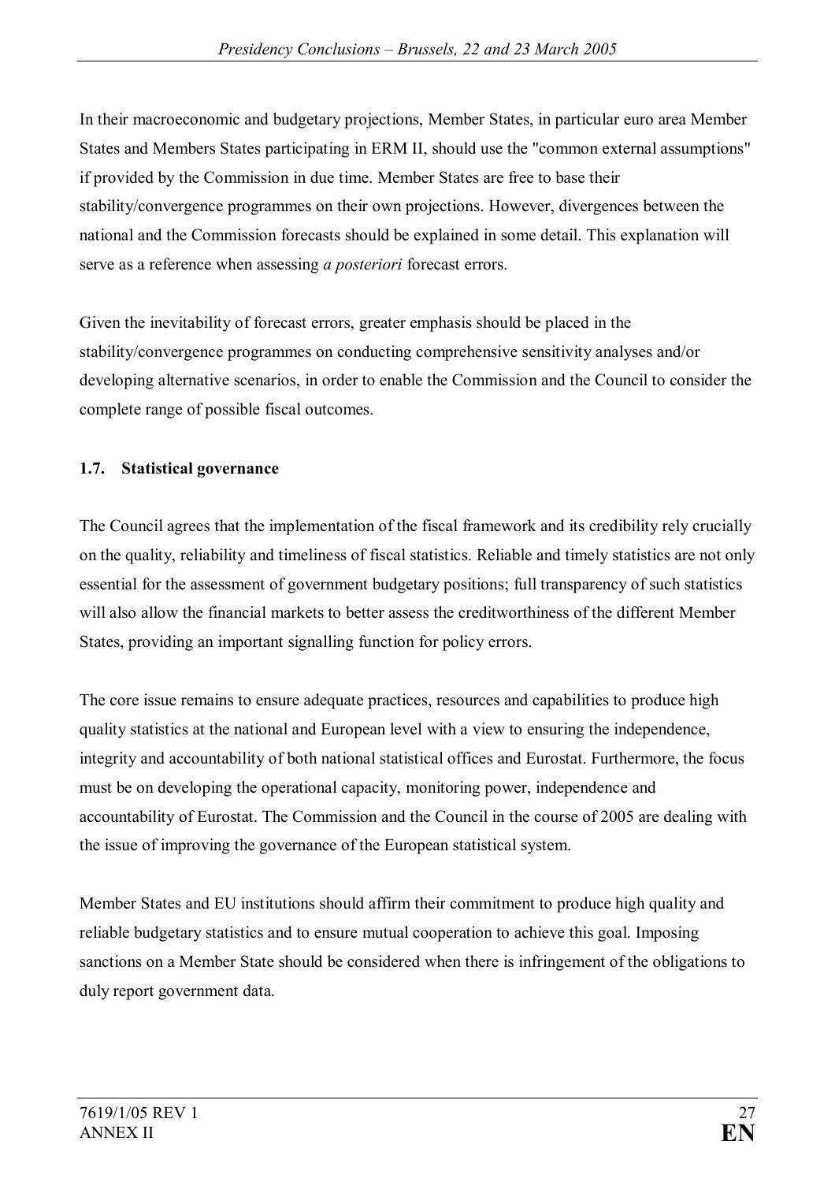In their macroeconomic and budgetary projections, Member States, in particular euro area Member States and Members States participating in ERM II, should use the "common external assumptions" if provided by the Commission in due time. Member States are free to base their stability/convergence programmes on their own projections. However, divergences between the national and the Commission forecasts should be explained in some detail. This explanation will serve as a reference when assessing *a posteriori* forecast errors.

Given the inevitability of forecast errors, greater emphasis should be placed in the stability/convergence programmes on conducting comprehensive sensitivity analyses and/or developing alternative scenarios, in order to enable the Commission and the Council to consider the complete range of possible fiscal outcomes.

### 1.7. Statistical governance

The Council agrees that the implementation of the fiscal framework and its credibility rely crucially on the quality, reliability and timeliness of fiscal statistics. Reliable and timely statistics are not only essential for the assessment of government budgetary positions; full transparency of such statistics will also allow the financial markets to better assess the creditworthiness of the different Member States, providing an important signalling function for policy errors.

The core issue remains to ensure adequate practices, resources and capabilities to produce high quality statistics at the national and European level with a view to ensuring the independence, integrity and accountability of both national statistical offices and Eurostat. Furthermore, the focus must be on developing the operational capacity, monitoring power, independence and accountability of Eurostat. The Commission and the Council in the course of 2005 are dealing with the issue of improving the governance of the European statistical system.

Member States and EU institutions should affirm their commitment to produce high quality and reliable budgetary statistics and to ensure mutual cooperation to achieve this goal. Imposing sanctions on a Member State should be considered when there is infringement of the obligations to duly report government data.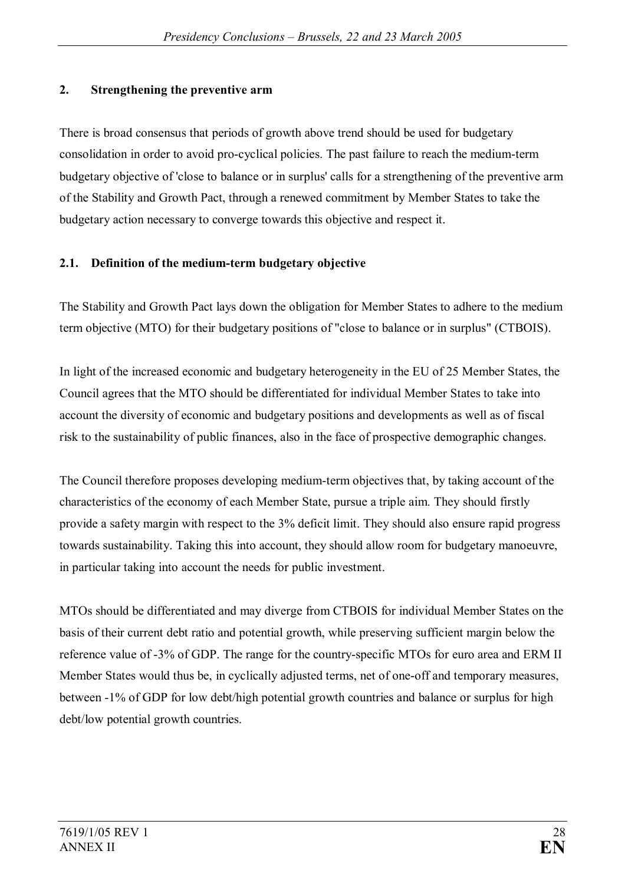## 2. Strengthening the preventive arm

There is broad consensus that periods of growth above trend should be used for budgetary consolidation in order to avoid pro-cyclical policies. The past failure to reach the medium-term budgetary objective of 'close to balance or in surplus' calls for a strengthening of the preventive arm of the Stability and Growth Pact, through a renewed commitment by Member States to take the budgetary action necessary to converge towards this objective and respect it.

### 2.1. Definition of the medium-term budgetary objective

The Stability and Growth Pact lays down the obligation for Member States to adhere to the medium term objective (MTO) for their budgetary positions of "close to balance or in surplus" (CTBOIS).

In light of the increased economic and budgetary heterogeneity in the EU of 25 Member States, the Council agrees that the MTO should be differentiated for individual Member States to take into account the diversity of economic and budgetary positions and developments as well as of fiscal risk to the sustainability of public finances, also in the face of prospective demographic changes.

The Council therefore proposes developing medium-term objectives that, by taking account of the characteristics of the economy of each Member State, pursue a triple aim. They should firstly provide a safety margin with respect to the 3% deficit limit. They should also ensure rapid progress towards sustainability. Taking this into account, they should allow room for budgetary manoeuvre, in particular taking into account the needs for public investment.

MTOs should be differentiated and may diverge from CTBOIS for individual Member States on the basis of their current debt ratio and potential growth, while preserving sufficient margin below the reference value of -3% of GDP. The range for the country-specific MTOs for euro area and ERM II Member States would thus be, in cyclically adjusted terms, net of one-off and temporary measures, between -1% of GDP for low debt/high potential growth countries and balance or surplus for high debt/low potential growth countries.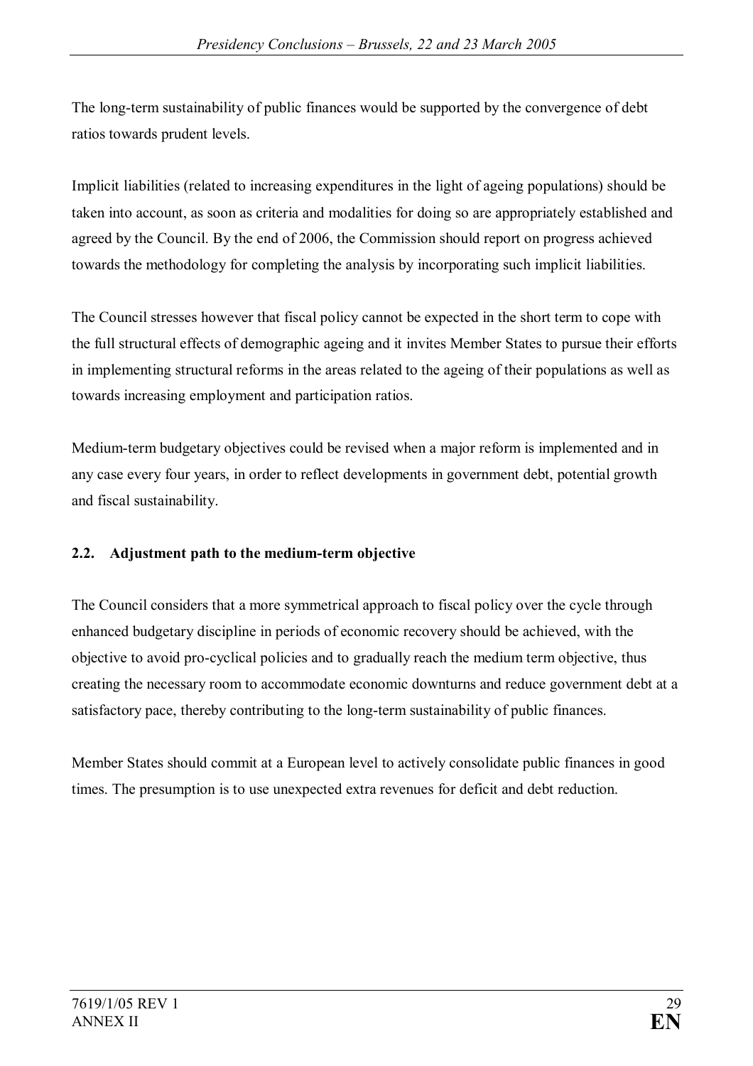The long-term sustainability of public finances would be supported by the convergence of debt ratios towards prudent levels.

Implicit liabilities (related to increasing expenditures in the light of ageing populations) should be taken into account, as soon as criteria and modalities for doing so are appropriately established and agreed by the Council. By the end of 2006, the Commission should report on progress achieved towards the methodology for completing the analysis by incorporating such implicit liabilities.

The Council stresses however that fiscal policy cannot be expected in the short term to cope with the full structural effects of demographic ageing and it invites Member States to pursue their efforts in implementing structural reforms in the areas related to the ageing of their populations as well as towards increasing employment and participation ratios.

Medium-term budgetary objectives could be revised when a major reform is implemented and in any case every four years, in order to reflect developments in government debt, potential growth and fiscal sustainability.

### 2.2. Adjustment path to the medium-term objective

The Council considers that a more symmetrical approach to fiscal policy over the cycle through enhanced budgetary discipline in periods of economic recovery should be achieved, with the objective to avoid pro-cyclical policies and to gradually reach the medium term objective, thus creating the necessary room to accommodate economic downturns and reduce government debt at a satisfactory pace, thereby contributing to the long-term sustainability of public finances.

Member States should commit at a European level to actively consolidate public finances in good times. The presumption is to use unexpected extra revenues for deficit and debt reduction.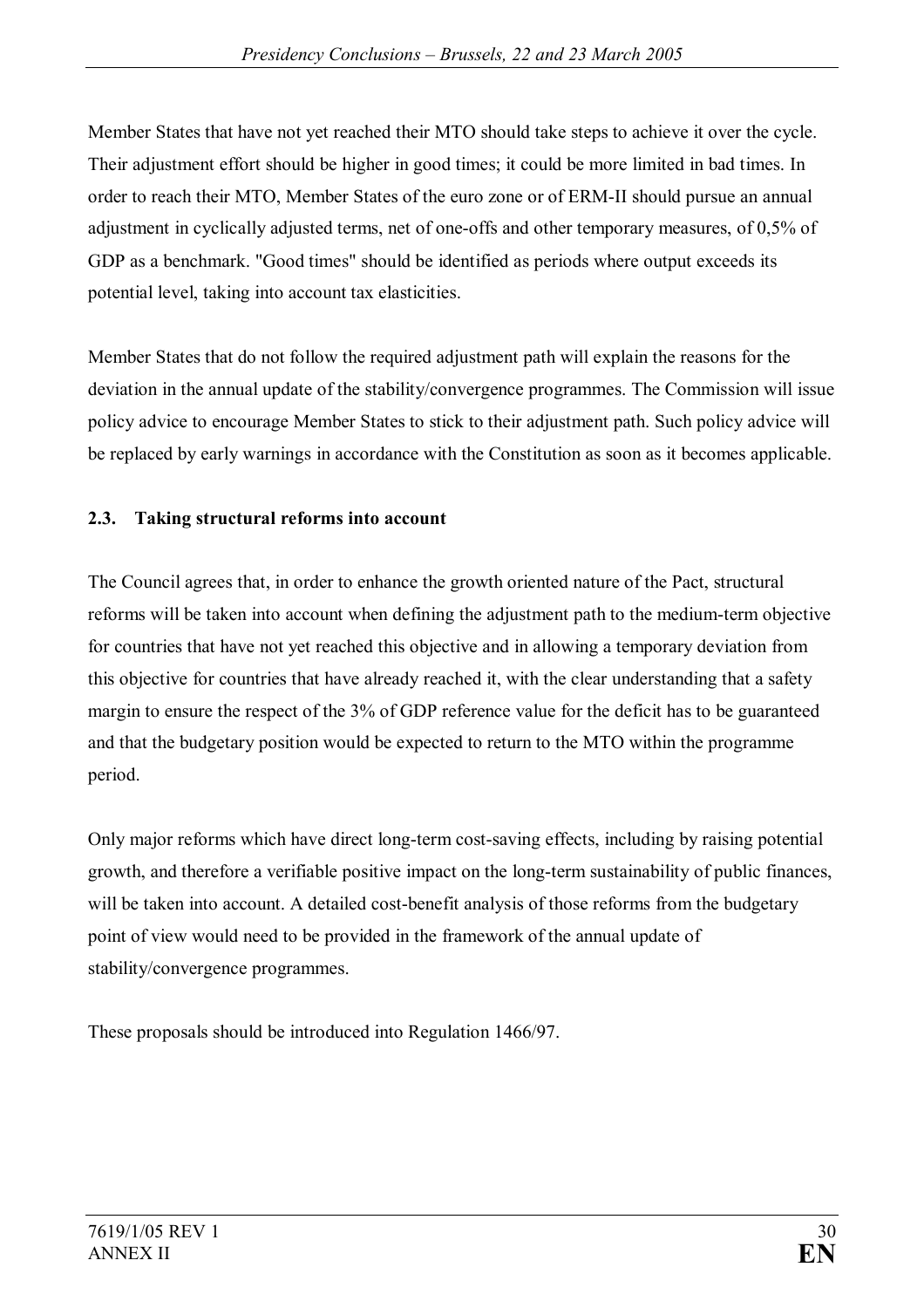Member States that have not yet reached their MTO should take steps to achieve it over the cycle. Their adjustment effort should be higher in good times; it could be more limited in bad times. In order to reach their MTO, Member States of the euro zone or of ERM-II should pursue an annual adjustment in cyclically adjusted terms, net of one-offs and other temporary measures, of 0,5% of GDP as a benchmark. "Good times" should be identified as periods where output exceeds its potential level, taking into account tax elasticities.

Member States that do not follow the required adjustment path will explain the reasons for the deviation in the annual update of the stability/convergence programmes. The Commission will issue policy advice to encourage Member States to stick to their adjustment path. Such policy advice will be replaced by early warnings in accordance with the Constitution as soon as it becomes applicable.

### 2.3. Taking structural reforms into account

The Council agrees that, in order to enhance the growth oriented nature of the Pact, structural reforms will be taken into account when defining the adjustment path to the medium-term objective for countries that have not yet reached this objective and in allowing a temporary deviation from this objective for countries that have already reached it, with the clear understanding that a safety margin to ensure the respect of the 3% of GDP reference value for the deficit has to be guaranteed and that the budgetary position would be expected to return to the MTO within the programme period.

Only major reforms which have direct long-term cost-saving effects, including by raising potential growth, and therefore a verifiable positive impact on the long-term sustainability of public finances, will be taken into account. A detailed cost-benefit analysis of those reforms from the budgetary point of view would need to be provided in the framework of the annual update of stability/convergence programmes.

These proposals should be introduced into Regulation 1466/97.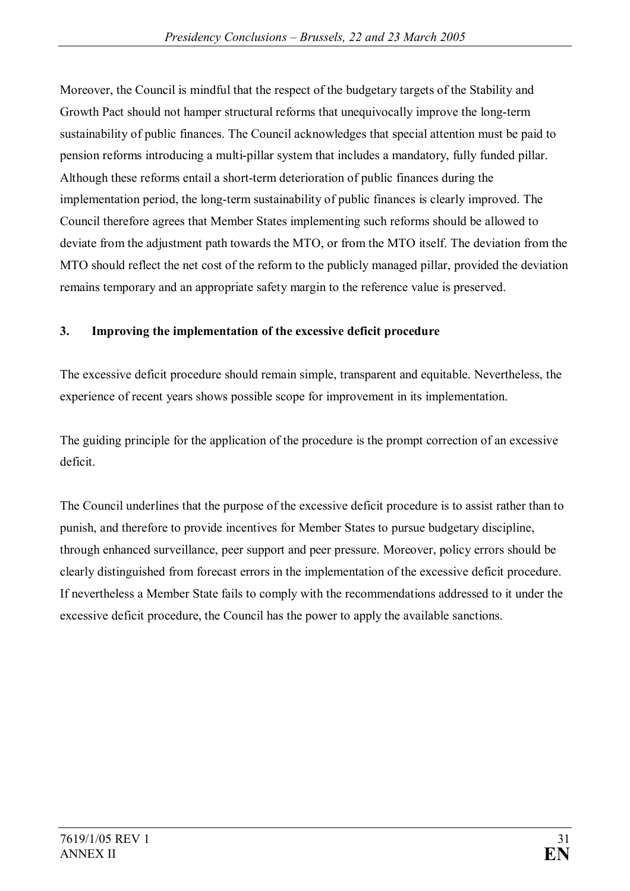Moreover, the Council is mindful that the respect of the budgetary targets of the Stability and Growth Pact should not hamper structural reforms that unequivocally improve the long-term sustainability of public finances. The Council acknowledges that special attention must be paid to pension reforms introducing a multi-pillar system that includes a mandatory, fully funded pillar. Although these reforms entail a short-term deterioration of public finances during the implementation period, the long-term sustainability of public finances is clearly improved. The Council therefore agrees that Member States implementing such reforms should be allowed to deviate from the adjustment path towards the MTO, or from the MTO itself. The deviation from the MTO should reflect the net cost of the reform to the publicly managed pillar, provided the deviation remains temporary and an appropriate safety margin to the reference value is preserved.

### 3. Improving the implementation of the excessive deficit procedure

The excessive deficit procedure should remain simple, transparent and equitable. Nevertheless, the experience of recent years shows possible scope for improvement in its implementation.

The guiding principle for the application of the procedure is the prompt correction of an excessive deficit.

The Council underlines that the purpose of the excessive deficit procedure is to assist rather than to punish, and therefore to provide incentives for Member States to pursue budgetary discipline, through enhanced surveillance, peer support and peer pressure. Moreover, policy errors should be clearly distinguished from forecast errors in the implementation of the excessive deficit procedure. If nevertheless a Member State fails to comply with the recommendations addressed to it under the excessive deficit procedure, the Council has the power to apply the available sanctions.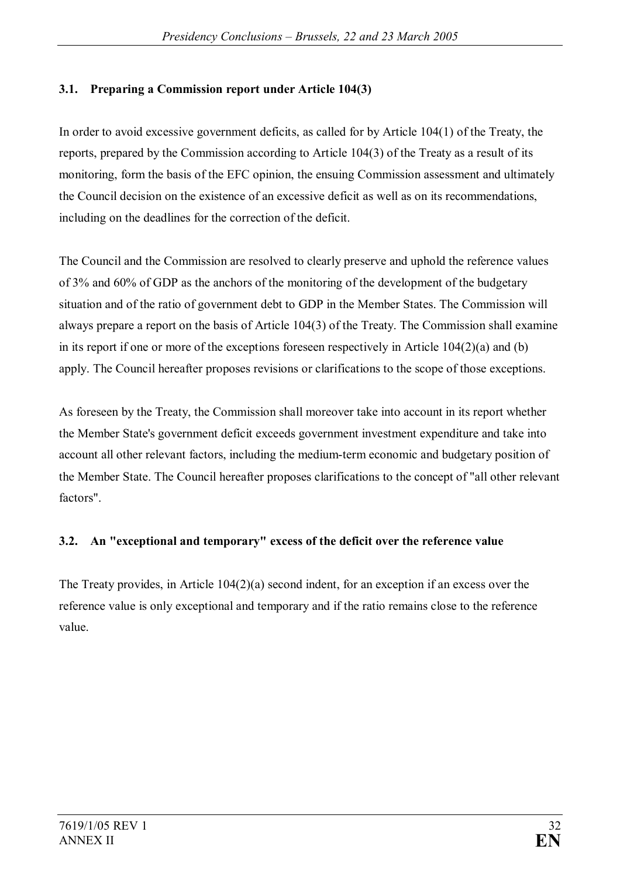### 3.1. Preparing a Commission report under Article 104(3)

In order to avoid excessive government deficits, as called for by Article 104(1) of the Treaty, the reports, prepared by the Commission according to Article 104(3) of the Treaty as a result of its monitoring, form the basis of the EFC opinion, the ensuing Commission assessment and ultimately the Council decision on the existence of an excessive deficit as well as on its recommendations, including on the deadlines for the correction of the deficit.

The Council and the Commission are resolved to clearly preserve and uphold the reference values of 3% and 60% of GDP as the anchors of the monitoring of the development of the budgetary situation and of the ratio of government debt to GDP in the Member States. The Commission will always prepare a report on the basis of Article 104(3) of the Treaty. The Commission shall examine in its report if one or more of the exceptions foreseen respectively in Article 104(2)(a) and (b) apply. The Council hereafter proposes revisions or clarifications to the scope of those exceptions.

As foreseen by the Treaty, the Commission shall moreover take into account in its report whether the Member State's government deficit exceeds government investment expenditure and take into account all other relevant factors, including the medium-term economic and budgetary position of the Member State. The Council hereafter proposes clarifications to the concept of "all other relevant factors".

### 3.2. An "exceptional and temporary" excess of the deficit over the reference value

The Treaty provides, in Article 104(2)(a) second indent, for an exception if an excess over the reference value is only exceptional and temporary and if the ratio remains close to the reference value.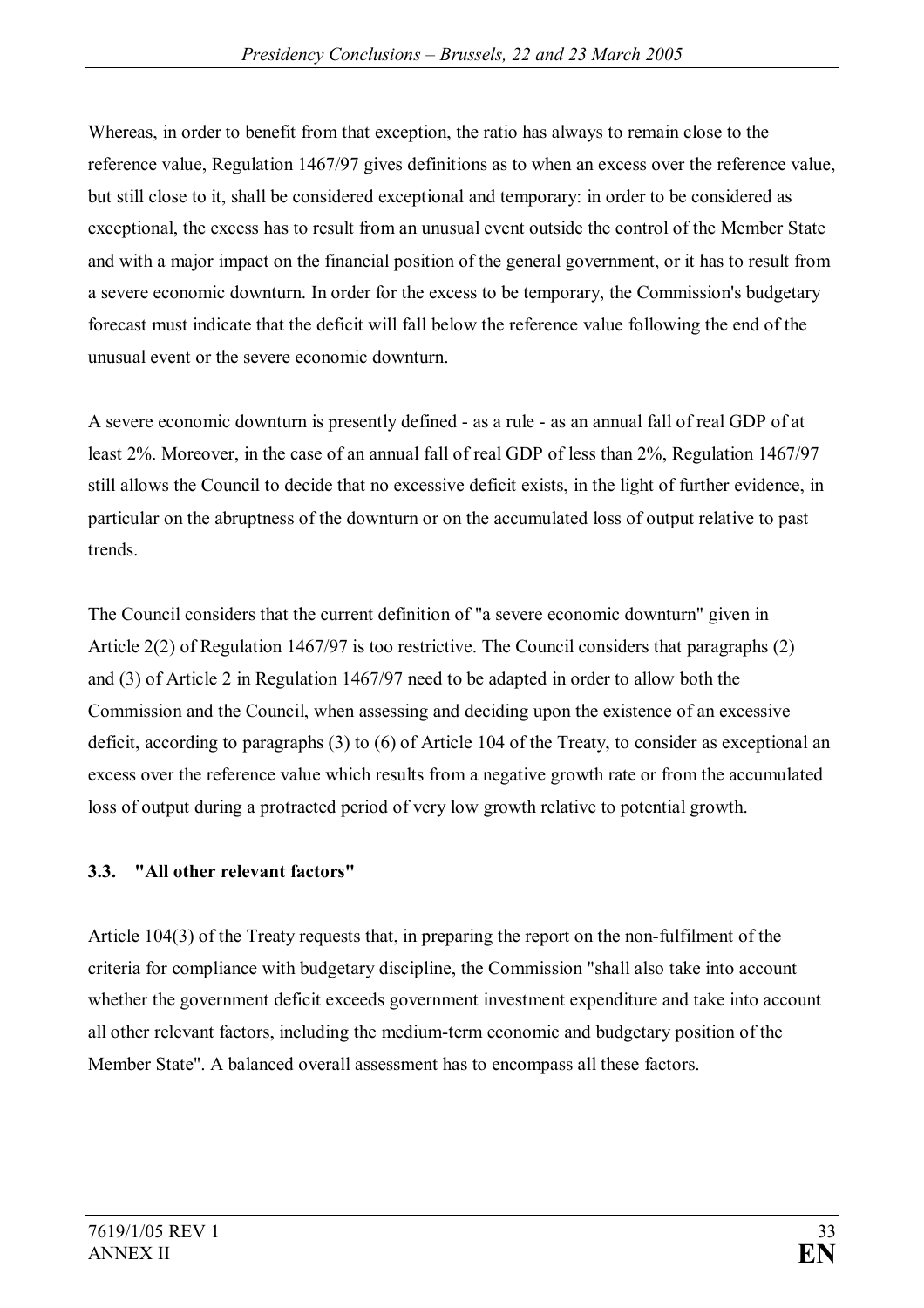Whereas, in order to benefit from that exception, the ratio has always to remain close to the reference value, Regulation 1467/97 gives definitions as to when an excess over the reference value, but still close to it, shall be considered exceptional and temporary: in order to be considered as exceptional, the excess has to result from an unusual event outside the control of the Member State and with a major impact on the financial position of the general government, or it has to result from a severe economic downturn. In order for the excess to be temporary, the Commission's budgetary forecast must indicate that the deficit will fall below the reference value following the end of the unusual event or the severe economic downturn.

A severe economic downturn is presently defined - as a rule - as an annual fall of real GDP of at least 2%. Moreover, in the case of an annual fall of real GDP of less than 2%, Regulation 1467/97 still allows the Council to decide that no excessive deficit exists, in the light of further evidence, in particular on the abruptness of the downturn or on the accumulated loss of output relative to past trends.

The Council considers that the current definition of "a severe economic downturn" given in Article 2(2) of Regulation 1467/97 is too restrictive. The Council considers that paragraphs (2) and (3) of Article 2 in Regulation 1467/97 need to be adapted in order to allow both the Commission and the Council, when assessing and deciding upon the existence of an excessive deficit, according to paragraphs (3) to (6) of Article 104 of the Treaty, to consider as exceptional an excess over the reference value which results from a negative growth rate or from the accumulated loss of output during a protracted period of very low growth relative to potential growth.

### 3.3. "All other relevant factors"

Article 104(3) of the Treaty requests that, in preparing the report on the non-fulfilment of the criteria for compliance with budgetary discipline, the Commission "shall also take into account whether the government deficit exceeds government investment expenditure and take into account all other relevant factors, including the medium-term economic and budgetary position of the Member State". A balanced overall assessment has to encompass all these factors.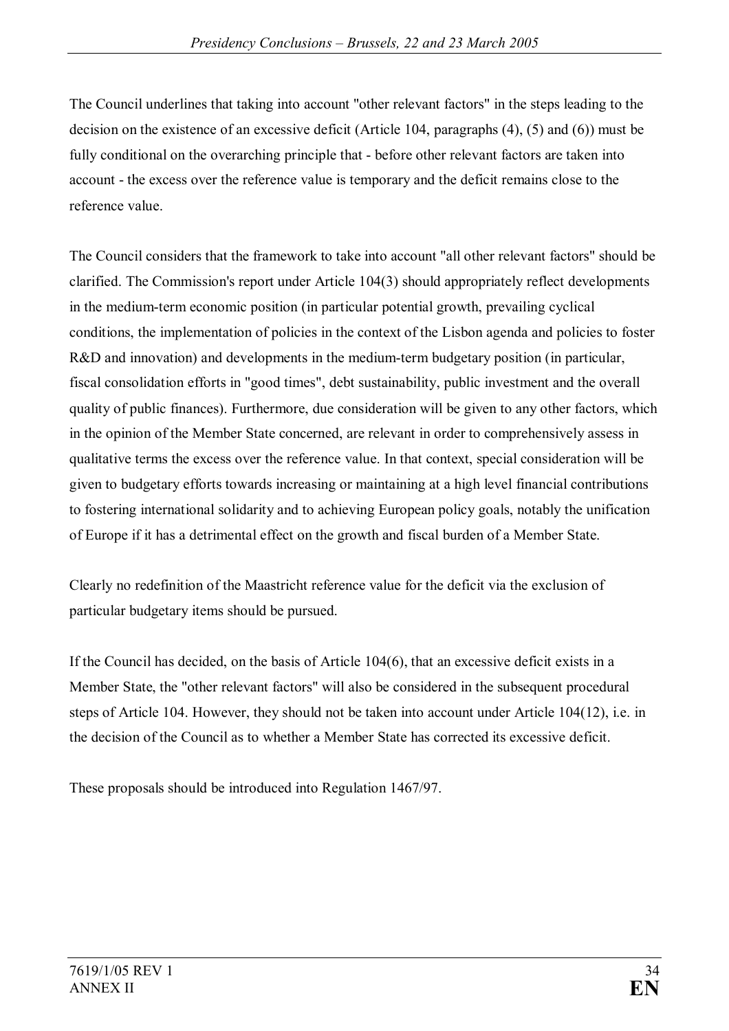The Council underlines that taking into account "other relevant factors" in the steps leading to the decision on the existence of an excessive deficit (Article 104, paragraphs (4), (5) and (6)) must be fully conditional on the overarching principle that - before other relevant factors are taken into account - the excess over the reference value is temporary and the deficit remains close to the reference value.

The Council considers that the framework to take into account "all other relevant factors" should be clarified. The Commission's report under Article 104(3) should appropriately reflect developments in the medium-term economic position (in particular potential growth, prevailing cyclical conditions, the implementation of policies in the context of the Lisbon agenda and policies to foster R&D and innovation) and developments in the medium-term budgetary position (in particular, fiscal consolidation efforts in "good times", debt sustainability, public investment and the overall quality of public finances). Furthermore, due consideration will be given to any other factors, which in the opinion of the Member State concerned, are relevant in order to comprehensively assess in qualitative terms the excess over the reference value. In that context, special consideration will be given to budgetary efforts towards increasing or maintaining at a high level financial contributions to fostering international solidarity and to achieving European policy goals, notably the unification of Europe if it has a detrimental effect on the growth and fiscal burden of a Member State.

Clearly no redefinition of the Maastricht reference value for the deficit via the exclusion of particular budgetary items should be pursued.

If the Council has decided, on the basis of Article 104(6), that an excessive deficit exists in a Member State, the "other relevant factors" will also be considered in the subsequent procedural steps of Article 104. However, they should not be taken into account under Article 104(12), i.e. in the decision of the Council as to whether a Member State has corrected its excessive deficit.

These proposals should be introduced into Regulation 1467/97.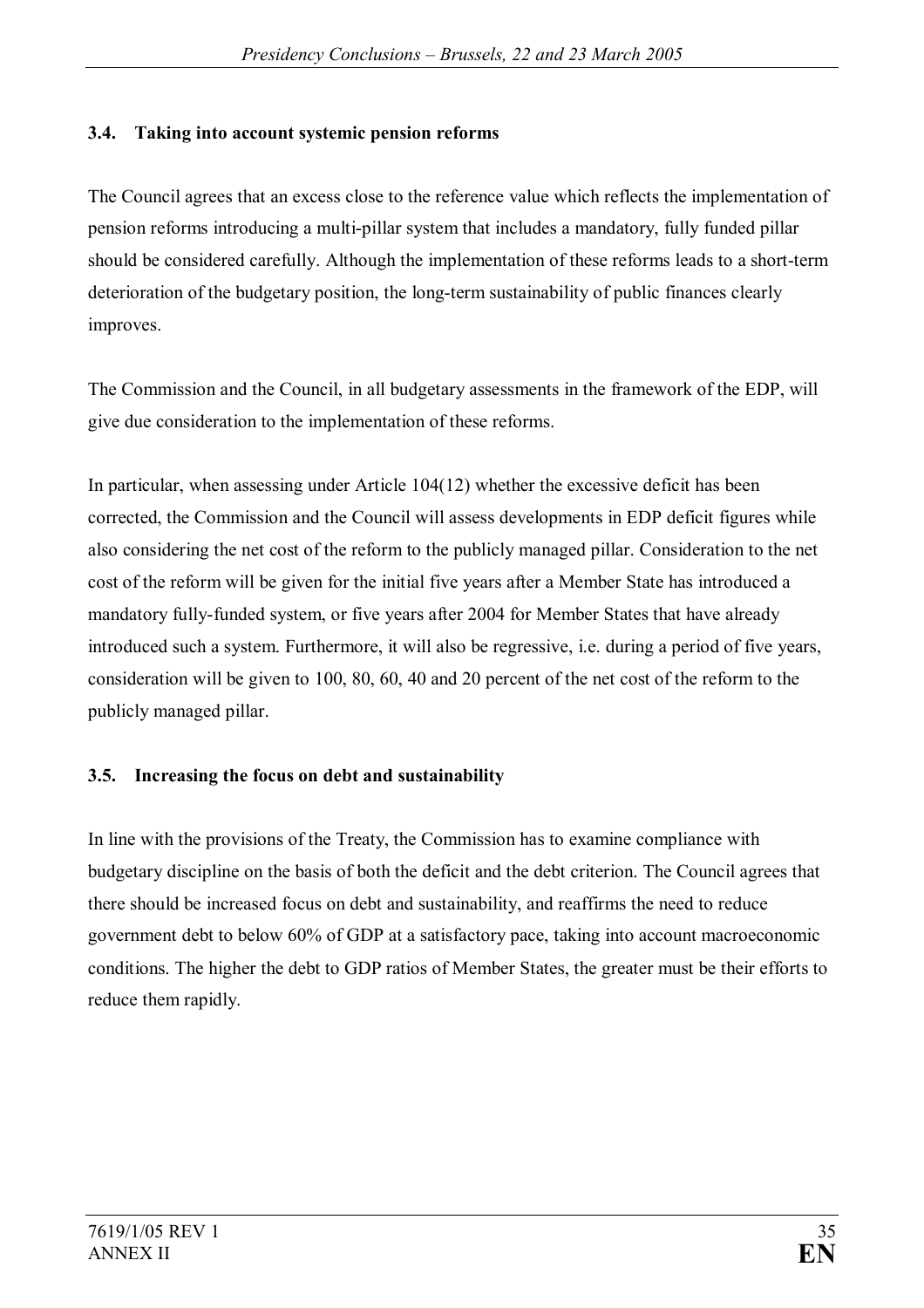### 3.4. Taking into account systemic pension reforms

The Council agrees that an excess close to the reference value which reflects the implementation of pension reforms introducing a multi-pillar system that includes a mandatory, fully funded pillar should be considered carefully. Although the implementation of these reforms leads to a short-term deterioration of the budgetary position, the long-term sustainability of public finances clearly improves.

The Commission and the Council, in all budgetary assessments in the framework of the EDP, will give due consideration to the implementation of these reforms.

In particular, when assessing under Article 104(12) whether the excessive deficit has been corrected, the Commission and the Council will assess developments in EDP deficit figures while also considering the net cost of the reform to the publicly managed pillar. Consideration to the net cost of the reform will be given for the initial five years after a Member State has introduced a mandatory fully-funded system, or five years after 2004 for Member States that have already introduced such a system. Furthermore, it will also be regressive, i.e. during a period of five years, consideration will be given to 100, 80, 60, 40 and 20 percent of the net cost of the reform to the publicly managed pillar.

### 3.5. Increasing the focus on debt and sustainability

In line with the provisions of the Treaty, the Commission has to examine compliance with budgetary discipline on the basis of both the deficit and the debt criterion. The Council agrees that there should be increased focus on debt and sustainability, and reaffirms the need to reduce government debt to below 60% of GDP at a satisfactory pace, taking into account macroeconomic conditions. The higher the debt to GDP ratios of Member States, the greater must be their efforts to reduce them rapidly.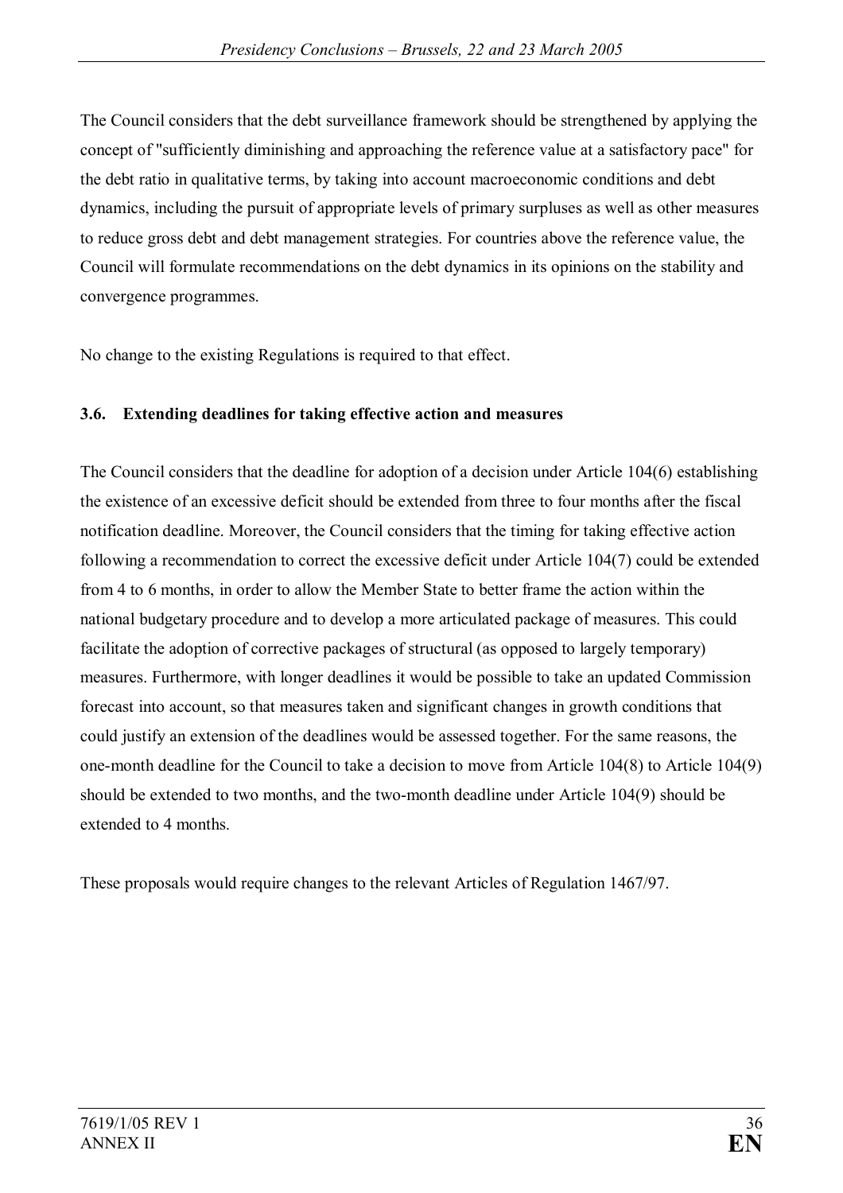The Council considers that the debt surveillance framework should be strengthened by applying the concept of "sufficiently diminishing and approaching the reference value at a satisfactory pace" for the debt ratio in qualitative terms, by taking into account macroeconomic conditions and debt dynamics, including the pursuit of appropriate levels of primary surpluses as well as other measures to reduce gross debt and debt management strategies. For countries above the reference value, the Council will formulate recommendations on the debt dynamics in its opinions on the stability and convergence programmes.

No change to the existing Regulations is required to that effect.

### 3.6. Extending deadlines for taking effective action and measures

The Council considers that the deadline for adoption of a decision under Article 104(6) establishing the existence of an excessive deficit should be extended from three to four months after the fiscal notification deadline. Moreover, the Council considers that the timing for taking effective action following a recommendation to correct the excessive deficit under Article 104(7) could be extended from 4 to 6 months, in order to allow the Member State to better frame the action within the national budgetary procedure and to develop a more articulated package of measures. This could facilitate the adoption of corrective packages of structural (as opposed to largely temporary) measures. Furthermore, with longer deadlines it would be possible to take an updated Commission forecast into account, so that measures taken and significant changes in growth conditions that could justify an extension of the deadlines would be assessed together. For the same reasons, the one-month deadline for the Council to take a decision to move from Article 104(8) to Article 104(9) should be extended to two months, and the two-month deadline under Article 104(9) should be extended to 4 months.

These proposals would require changes to the relevant Articles of Regulation 1467/97.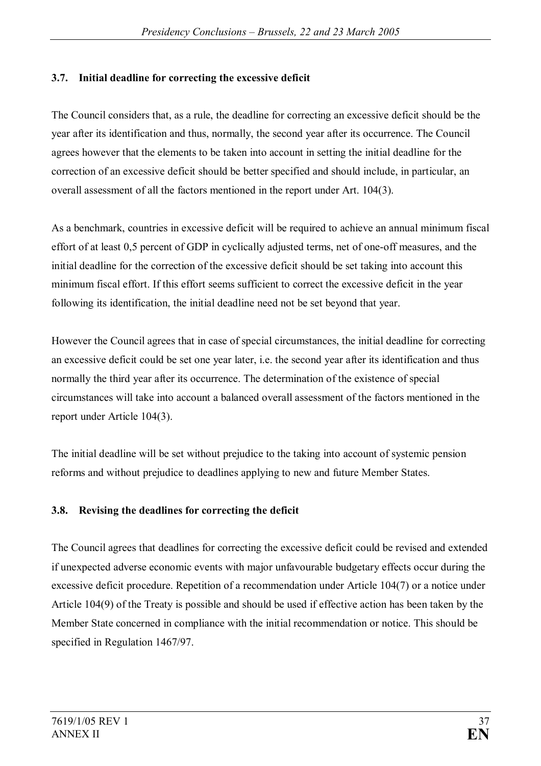### 3.7. Initial deadline for correcting the excessive deficit

The Council considers that, as a rule, the deadline for correcting an excessive deficit should be the year after its identification and thus, normally, the second year after its occurrence. The Council agrees however that the elements to be taken into account in setting the initial deadline for the correction of an excessive deficit should be better specified and should include, in particular, an overall assessment of all the factors mentioned in the report under Art. 104(3).

As a benchmark, countries in excessive deficit will be required to achieve an annual minimum fiscal effort of at least 0,5 percent of GDP in cyclically adjusted terms, net of one-off measures, and the initial deadline for the correction of the excessive deficit should be set taking into account this minimum fiscal effort. If this effort seems sufficient to correct the excessive deficit in the year following its identification, the initial deadline need not be set beyond that year.

However the Council agrees that in case of special circumstances, the initial deadline for correcting an excessive deficit could be set one year later, i.e. the second year after its identification and thus normally the third year after its occurrence. The determination of the existence of special circumstances will take into account a balanced overall assessment of the factors mentioned in the report under Article 104(3).

The initial deadline will be set without prejudice to the taking into account of systemic pension reforms and without prejudice to deadlines applying to new and future Member States.

### 3.8. Revising the deadlines for correcting the deficit

The Council agrees that deadlines for correcting the excessive deficit could be revised and extended if unexpected adverse economic events with major unfavourable budgetary effects occur during the excessive deficit procedure. Repetition of a recommendation under Article 104(7) or a notice under Article 104(9) of the Treaty is possible and should be used if effective action has been taken by the Member State concerned in compliance with the initial recommendation or notice. This should be specified in Regulation 1467/97.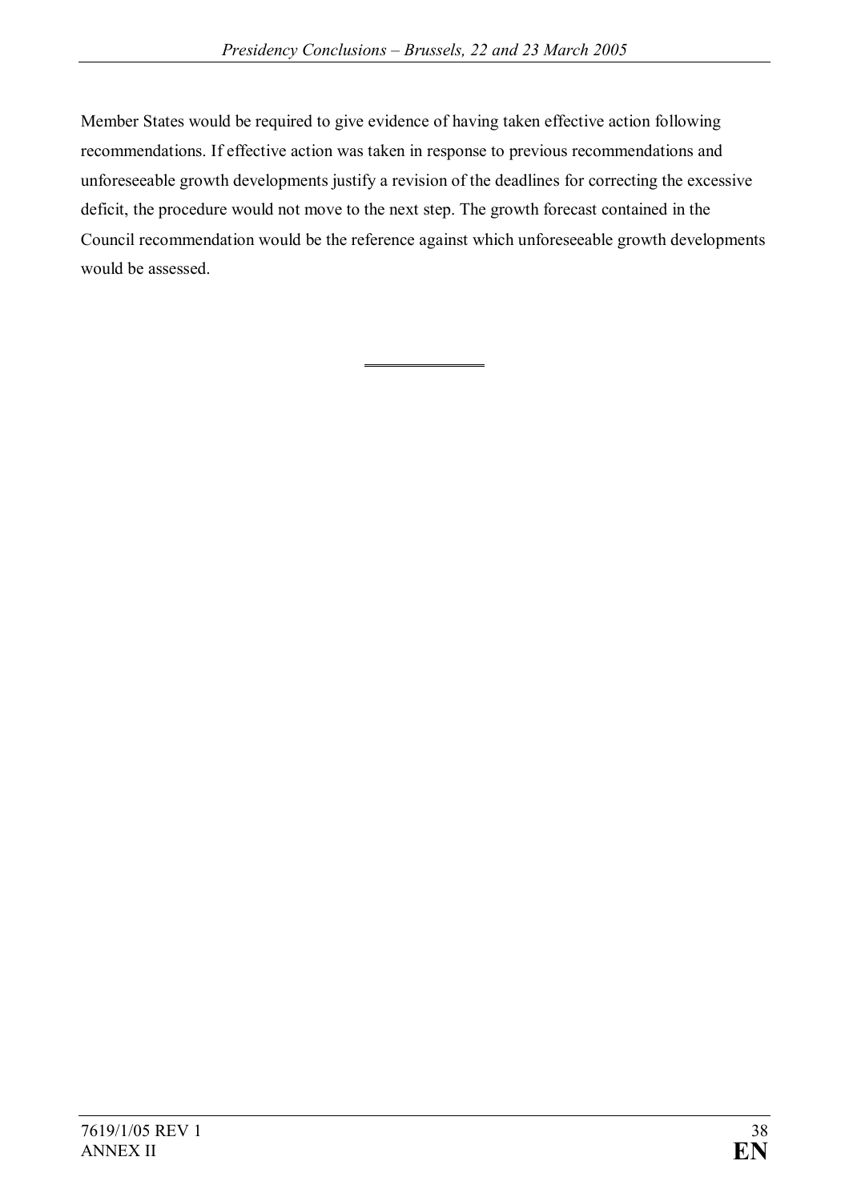Member States would be required to give evidence of having taken effective action following recommendations. If effective action was taken in response to previous recommendations and unforeseeable growth developments justify a revision of the deadlines for correcting the excessive deficit, the procedure would not move to the next step. The growth forecast contained in the Council recommendation would be the reference against which unforeseeable growth developments would be assessed.